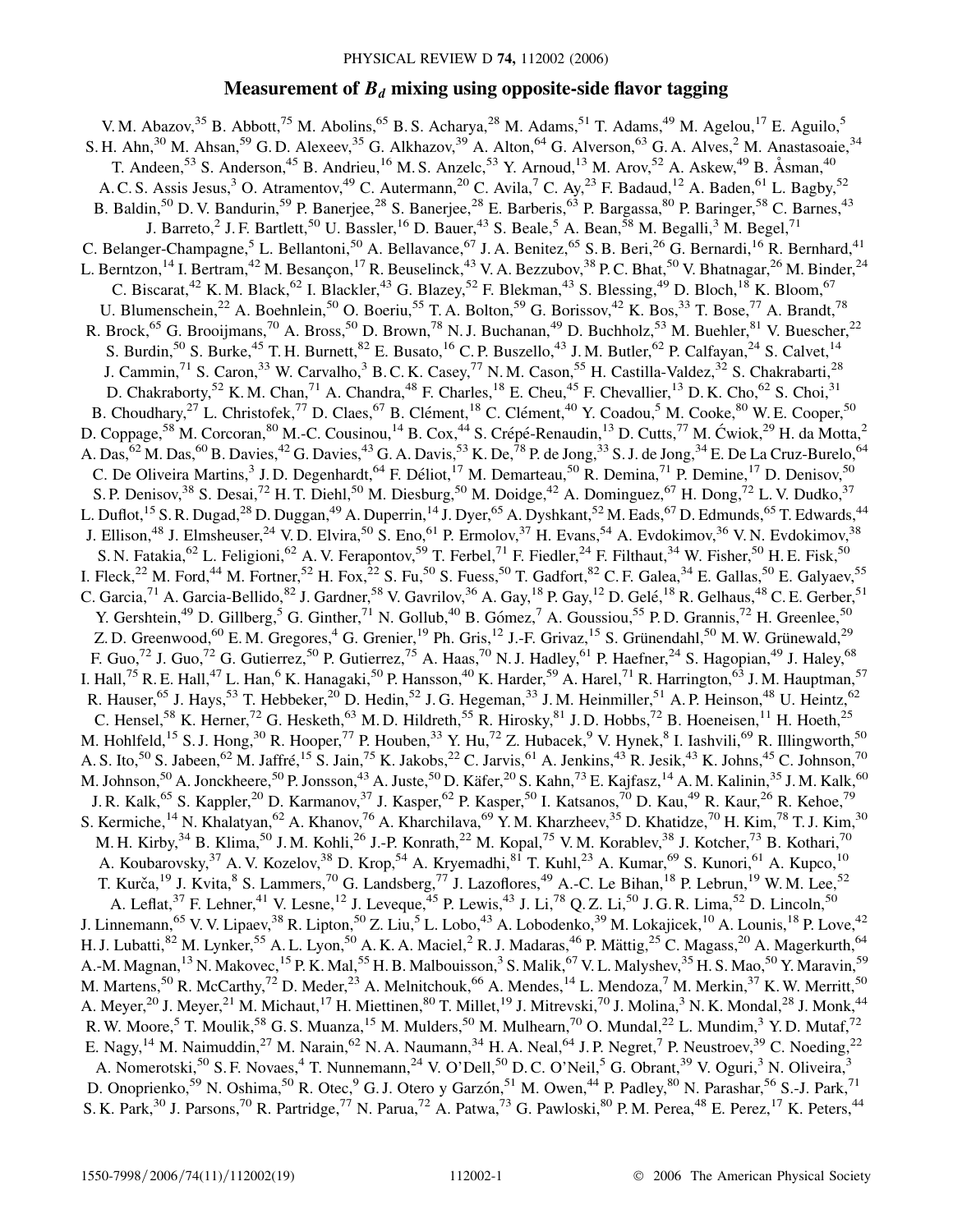# Measurement of $B_d$ mixing using opposite-side flavor tagging

V. M. Abazov,[35] B. Abbott,[75] M. Abolins,[65] B. S. Acharya,[28] M. Adams,[51] T. Adams,[49] M. Agelou,[17] E. Aguilo,[5] S. H. Ahn,[30] M. Ahsan,[59] G. D. Alexeev,[35] G. Alkhazov,[39] A. Alton,[64] G. Alverson,[63] G. A. Alves,[2] M. Anastasoaie,[34] T. Andeen,[53] S. Anderson,[45] B. Andrieu,[16] M. S. Anzelc,[53] Y. Arnoud,[13] M. Arov,[52] A. Askew,[49] B. Åsman,[40] A. C. S. Assis Jesus,[3] O. Atramentov,[49] C. Autermann,[20] C. Avila,[7] C. Ay,[23] F. Badaud,[12] A. Baden,[61] L. Bagby,[52] B. Baldin,[50] D. V. Bandurin,[59] P. Banerjee,[28] S. Banerjee,[28] E. Barberis,[63] P. Bargassa,[80] P. Baringer,[58] C. Barnes,[43] J. Barreto,[2] J. F. Bartlett,[50] U. Bassler,[16] D. Bauer,[43] S. Beale,[5] A. Bean,[58] M. Begalli,[3] M. Begel,[71] C. Belanger-Champagne,[5] L. Bellantoni,[50] A. Bellavance,[67] J. A. Benitez,[65] S. B. Beri,[26] G. Bernardi,[16] R. Bernhard,[41] L. Berntzon,[14] I. Bertram,[42] M. Besançon,[17] R. Beuselinck,[43] V. A. Bezzubov,[38] P. C. Bhat,[50] V. Bhatnagar,[26] M. Binder,[24] C. Biscarat,[42] K. M. Black,[62] I. Blackler,[43] G. Blazey,[52] F. Blekman,[43] S. Blessing,[49] D. Bloch,[18] K. Bloom,[67] U. Blumenschein,[22] A. Boehnlein,[50] O. Boeriu,[55] T. A. Bolton,[59] G. Borissov,[42] K. Bos,[33] T. Bose,[77] A. Brandt,[78] R. Brock,[65] G. Brooijmans,[70] A. Bross,[50] D. Brown,[78] N. J. Buchanan,[49] D. Buchholz,[53] M. Buehler,[81] V. Buescher,[22] S. Burdin,[50] S. Burke,[45] T. H. Burnett,[82] E. Busato,[16] C. P. Buszello,[43] J. M. Butler,[62] P. Calfayan,[24] S. Calvet,[14] J. Cammin,[71] S. Caron,[33] W. Carvalho,[3] B. C. K. Casey,[77] N. M. Cason,[55] H. Castilla-Valdez,[32] S. Chakrabarti,[28] D. Chakraborty,[52] K. M. Chan,[71] A. Chandra,[48] F. Charles,[18] E. Cheu,[45] F. Chevallier,[13] D. K. Cho,[62] S. Choi,[31] B. Choudhary,[27] L. Christofek,[77] D. Claes,[67] B. Clément,[18] C. Clément,[40] Y. Coadou,[5] M. Cooke,[80] W. E. Cooper,[50] D. Coppage,[58] M. Corcoran,[80] M.-C. Cousinou,[14] B. Cox,[44] S. Crépé-Renaudin,[13] D. Cutts,[77] M. Ćwiok,[29] H. da Motta,[2] A. Das,[62] M. Das,[60] B. Davies,[42] G. Davies,[43] G. A. Davis,[53] K. De,[78] P. de Jong,[33] S. J. de Jong,[34] E. De La Cruz-Burelo,[64] C. De Oliveira Martins,[3] J. D. Degenhardt,[64] F. Déliot,[17] M. Demarteau,[50] R. Demina,[71] P. Demine,[17] D. Denisov,[50] S. P. Denisov,[38] S. Desai,[72] H. T. Diehl,[50] M. Diesburg,[50] M. Doidge,[42] A. Dominguez,[67] H. Dong,[72] L. V. Dudko,[37] L. Duflot,[15] S. R. Dugad,[28] D. Duggan,[49] A. Duperrin,[14] J. Dyer,[65] A. Dyshkant,[52] M. Eads,[67] D. Edmunds,[65] T. Edwards,[44] J. Ellison,[48] J. Elmsheuser,[24] V. D. Elvira,[50] S. Eno,[61] P. Ermolov,[37] H. Evans,[54] A. Evdokimov,[36] V. N. Evdokimov,[38] S. N. Fatakia,[62] L. Feligioni,[62] A. V. Ferapontov,[59] T. Ferbel,[71] F. Fiedler,[24] F. Filthaut,[34] W. Fisher,[50] H. E. Fisk,[50] I. Fleck,[22] M. Ford,[44] M. Fortner,[52] H. Fox,[22] S. Fu,[50] S. Fuess,[50] T. Gadfort,[82] C. F. Galea,[34] E. Gallas,[50] E. Galyaev,[55] C. Garcia,[71] A. Garcia-Bellido,[82] J. Gardner,[58] V. Gavrilov,[36] A. Gay,[18] P. Gay,[12] D. Gelé,[18] R. Gelhaus,[48] C. E. Gerber,[51] Y. Gershtein,[49] D. Gillberg,[5] G. Ginther,[71] N. Gollub,[40] B. Gómez,[7] A. Goussiou,[55] P. D. Grannis,[72] H. Greenlee,[50] Z. D. Greenwood,[60] E. M. Gregores,[4] G. Grenier,[19] Ph. Gris,[12] J.-F. Grivaz,[15] S. Grünendahl,[50] M. W. Grünewald,[29] F. Guo,[72] J. Guo,[72] G. Gutierrez,[50] P. Gutierrez,[75] A. Haas,[70] N. J. Hadley,[61] P. Haefner,[24] S. Hagopian,[49] J. Haley,[68] I. Hall,[75] R. E. Hall,[47] L. Han,[6] K. Hanagaki,[50] P. Hansson,[40] K. Harder,[59] A. Harel,[71] R. Harrington,[63] J. M. Hauptman,[57] R. Hauser,[65] J. Hays,[53] T. Hebbeker,[20] D. Hedin,[52] J. G. Hegeman,[33] J. M. Heinmiller,[51] A. P. Heinson,[48] U. Heintz,[62] C. Hensel,[58] K. Herner,[72] G. Hesketh,[63] M. D. Hildreth,[55] R. Hirosky,[81] J. D. Hobbs,[72] B. Hoeneisen,[11] H. Hoeth,[25] M. Hohlfeld,[15] S. J. Hong,[30] R. Hooper,[77] P. Houben,[33] Y. Hu,[72] Z. Hubacek,[9] V. Hynek,[8] I. Iashvili,[69] R. Illingworth,[50] A. S. Ito,[50] S. Jabeen,[62] M. Jaffré,[15] S. Jain,[75] K. Jakobs,[22] C. Jarvis,[61] A. Jenkins,[43] R. Jesik,[43] K. Johns,[45] C. Johnson,[70] M. Johnson,[50] A. Jonckheere,[50] P. Jonsson,[43] A. Juste,[50] D. Käfer,[20] S. Kahn,[73] E. Kajfasz,[14] A. M. Kalinin,[35] J. M. Kalk,[60] J. R. Kalk,[65] S. Kappler,[20] D. Karmanov,[37] J. Kasper,[62] P. Kasper,[50] I. Katsanos,[70] D. Kau,[49] R. Kaur,[26] R. Kehoe,[79] S. Kermiche,[14] N. Khalatyan,[62] A. Khanov,[76] A. Kharchilava,[69] Y. M. Kharzheev,[35] D. Khatidze,[70] H. Kim,[78] T. J. Kim,[30] M. H. Kirby,[34] B. Klima,[50] J. M. Kohli,[26] J.-P. Konrath,[22] M. Kopal,[75] V. M. Korablev,[38] J. Kotcher,[73] B. Kothari,[70] A. Koubarovsky,[37] A. V. Kozelov,[38] D. Krop,[54] A. Kryemadhi,[81] T. Kuhl,[23] A. Kumar,[69] S. Kunori,[61] A. Kupco,[10] T. Kurča,[19] J. Kvita,[8] S. Lammers,[70] G. Landsberg,[77] J. Lazoflores,[49] A.-C. Le Bihan,[18] P. Lebrun,[19] W. M. Lee,[52] A. Leflat,[37] F. Lehner,[41] V. Lesne,[12] J. Leveque,[45] P. Lewis,[43] J. Li,[78] Q. Z. Li,[50] J. G. R. Lima,[52] D. Lincoln,[50] J. Linnemann,[65] V. V. Lipaev,[38] R. Lipton,[50] Z. Liu,[5] L. Lobo,[43] A. Lobodenko,[39] M. Lokajicek,[10] A. Lounis,[18] P. Love,[42] H. J. Lubatti,[82] M. Lynker,[55] A. L. Lyon,[50] A. K. A. Maciel,[2] R. J. Madaras,[46] P. Mättig,[25] C. Magass,[20] A. Magerkurth,[64] A.-M. Magnan,[13] N. Makovec,[15] P. K. Mal,[55] H. B. Malbouisson,[3] S. Malik,[67] V. L. Malyshev,[35] H. S. Mao,[50] Y. Maravin,[59] M. Martens,[50] R. McCarthy,[72] D. Meder,[23] A. Melnitchouk,[66] A. Mendes,[14] L. Mendoza,[7] M. Merkin,[37] K. W. Merritt,[50] A. Meyer,[20] J. Meyer,[21] M. Michaut,[17] H. Miettinen,[80] T. Millet,[19] J. Mitrevski,[70] J. Molina,[3] N. K. Mondal,[28] J. Monk,[44] R. W. Moore,[5] T. Moulik,[58] G. S. Muanza,[15] M. Mulders,[50] M. Mulhearn,[70] O. Mundal,[22] L. Mundim,[3] Y. D. Mutaf,[72] E. Nagy,[14] M. Naimuddin,[27] M. Narain,[62] N. A. Naumann,[34] H. A. Neal,[64] J. P. Negret,[7] P. Neustroev,[39] C. Noeding,[22] A. Nomerotski,[50] S. F. Novaes,[4] T. Nunnemann,[24] V. O'Dell,[50] D. C. O'Neil,[5] G. Obrant,[39] V. Oguri,[3] N. Oliveira,[3] D. Onoprienko,[59] N. Oshima,[50] R. Otec,[9] G. J. Otero y Garzón,[51] M. Owen,[44] P. Padley,[80] N. Parashar,[56] S.-J. Park,[71] S. K. Park,[30] J. Parsons,[70] R. Partridge,[77] N. Parua,[72] A. Patwa,[73] G. Pawloski,[80] P. M. Perea,[48] E. Perez,[17] K. Peters,[44]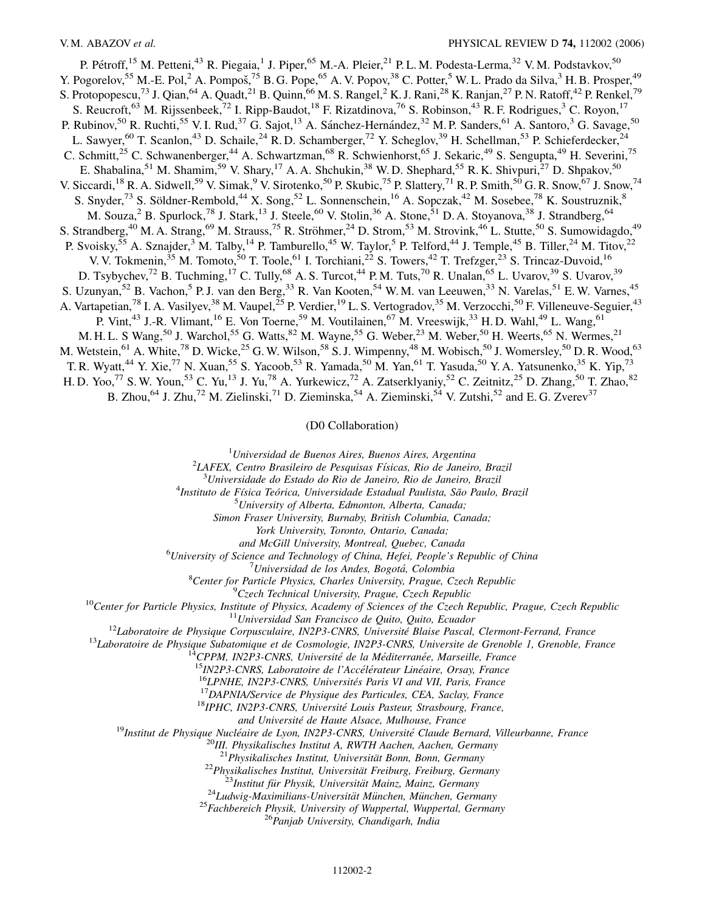P. Pétroff,[15] M. Petteni,[43] R. Piegaia,[1] J. Piper,[65] M.-A. Pleier,[21] P. L. M. Podesta-Lerma,[32] V. M. Podstavkov,[50] Y. Pogorelov,[55] M.-E. Pol,[2] A. Pompoš,[75] B. G. Pope,[65] A. V. Popov,[38] C. Potter,[5] W. L. Prado da Silva,[3] H. B. Prosper,[49] S. Protopopescu,[73] J. Qian,[64] A. Quadt,[21] B. Quinn,[66] M. S. Rangel,[2] K. J. Rani,[28] K. Ranjan,[27] P. N. Ratoff,[42] P. Renkel,[79] S. Reucroft,[63] M. Rijssenbeek,[72] I. Ripp-Baudot,[18] F. Rizatdinova,[76] S. Robinson,[43] R. F. Rodrigues,[3] C. Royon,[17] P. Rubinov,[50] R. Ruchti,[55] V. I. Rud,[37] G. Sajot,[13] A. Sánchez-Hernández,[32] M. P. Sanders,[61] A. Santoro,[3] G. Savage,[50] L. Sawyer,[60] T. Scanlon,[43] D. Schaile,[24] R. D. Schamberger,[72] Y. Scheglov,[39] H. Schellman,[53] P. Schieferdecker,[24] C. Schmitt,[25] C. Schwanenberger,[44] A. Schwartzman,[68] R. Schwienhorst,[65] J. Sekaric,[49] S. Sengupta,[49] H. Severini,[75] E. Shabalina,[51] M. Shamim,[59] V. Shary,[17] A. A. Shchukin,[38] W. D. Shephard,[55] R. K. Shivpuri,[27] D. Shpakov,[50] V. Siccardi,[18] R. A. Sidwell,[59] V. Simak,[9] V. Sirotenko,[50] P. Skubic,[75] P. Slattery,[71] R. P. Smith,[50] G. R. Snow,[67] J. Snow,[74] S. Snyder,[73] S. Söldner-Rembold,[44] X. Song,[52] L. Sonnenschein,[16] A. Sopczak,[42] M. Sosebee,[78] K. Soustruznik,[8] M. Souza,[2] B. Spurlock,[78] J. Stark,[13] J. Steele,[60] V. Stolin,[36] A. Stone,[51] D. A. Stoyanova,[38] J. Strandberg,[64] S. Strandberg,[40] M. A. Strang,[69] M. Strauss,[75] R. Ströhmer,[24] D. Strom,[53] M. Strovink,[46] L. Stutte,[50] S. Sumowidagdo,[49] P. Svoisky,[55] A. Sznajder,[3] M. Talby,[14] P. Tamburello,[45] W. Taylor,[5] P. Telford,[44] J. Temple,[45] B. Tiller,[24] M. Titov,[22] V. V. Tokmenin,[35] M. Tomoto,[50] T. Toole,[61] I. Torchiani,[22] S. Towers,[42] T. Trefzger,[23] S. Trincaz-Duvoid,[16] D. Tsybychev,[72] B. Tuchming,[17] C. Tully,[68] A. S. Turcot,[44] P. M. Tuts,[70] R. Unalan,[65] L. Uvarov,[39] S. Uvarov,[39] S. Uzunyan,[52] B. Vachon,[5] P. J. van den Berg,[33] R. Van Kooten,[54] W. M. van Leeuwen,[33] N. Varelas,[51] E. W. Varnes,[45] A. Vartapetian,[78] I. A. Vasilyev,[38] M. Vaupel,[25] P. Verdier,[19] L. S. Vertogradov,[35] M. Verzocchi,[50] F. Villeneuve-Seguier,[43] P. Vint,[43] J.-R. Vlimant,[16] E. Von Toerne,[59] M. Voutilainen,[67] M. Vreeswijk,[33] H. D. Wahl,[49] L. Wang,[61] M. H. L. S Wang,[50] J. Warchol,[55] G. Watts,[82] M. Wayne,[55] G. Weber,[23] M. Weber,[50] H. Weerts,[65] N. Wermes,[21] M. Wetstein,[61] A. White,[78] D. Wicke,[25] G. W. Wilson,[58] S. J. Wimpenny,[48] M. Wobisch,[50] J. Womersley,[50] D. R. Wood,[63] T. R. Wyatt,[44] Y. Xie,[77] N. Xuan,[55] S. Yacoob,[53] R. Yamada,[50] M. Yan,[61] T. Yasuda,[50] Y. A. Yatsunenko,[35] K. Yip,[73] H. D. Yoo,[77] S. W. Youn,[53] C. Yu,[13] J. Yu,[78] A. Yurkewicz,[72] A. Zatserklyaniy,[52] C. Zeitnitz,[25] D. Zhang,[50] T. Zhao,[82] B. Zhou,[64] J. Zhu,[72] M. Zielinski,[71] D. Zieminska,[54] A. Zieminski,[54] V. Zutshi,[52] and E. G. Zverev[37]

(D0 Collaboration)

[1]*Universidad de Buenos Aires, Buenos Aires, Argentina*
[2]*LAFEX, Centro Brasileiro de Pesquisas Físicas, Rio de Janeiro, Brazil*
[3]*Universidade do Estado do Rio de Janeiro, Rio de Janeiro, Brazil*
[4]*Instituto de Física Teórica, Universidade Estadual Paulista, São Paulo, Brazil*
[5]*University of Alberta, Edmonton, Alberta, Canada; Simon Fraser University, Burnaby, British Columbia, Canada; York University, Toronto, Ontario, Canada; and McGill University, Montreal, Quebec, Canada*
[6]*University of Science and Technology of China, Hefei, People's Republic of China*
[7]*Universidad de los Andes, Bogotá, Colombia*
[8]*Center for Particle Physics, Charles University, Prague, Czech Republic*
[9]*Czech Technical University, Prague, Czech Republic*
[10]*Center for Particle Physics, Institute of Physics, Academy of Sciences of the Czech Republic, Prague, Czech Republic*
[11]*Universidad San Francisco de Quito, Quito, Ecuador*
[12]*Laboratoire de Physique Corpusculaire, IN2P3-CNRS, Université Blaise Pascal, Clermont-Ferrand, France*
[13]*Laboratoire de Physique Subatomique et de Cosmologie, IN2P3-CNRS, Universite de Grenoble 1, Grenoble, France*
[14]*CPPM, IN2P3-CNRS, Université de la Méditerranée, Marseille, France*
[15]*IN2P3-CNRS, Laboratoire de l'Accélérateur Linéaire, Orsay, France*
[16]*LPNHE, IN2P3-CNRS, Universités Paris VI and VII, Paris, France*
[17]*DAPNIA/Service de Physique des Particules, CEA, Saclay, France*
[18]*IPHC, IN2P3-CNRS, Université Louis Pasteur, Strasbourg, France, and Université de Haute Alsace, Mulhouse, France*
[19]*Institut de Physique Nucléaire de Lyon, IN2P3-CNRS, Université Claude Bernard, Villeurbanne, France*
[20]*III. Physikalisches Institut A, RWTH Aachen, Aachen, Germany*
[21]*Physikalisches Institut, Universität Bonn, Bonn, Germany*
[22]*Physikalisches Institut, Universität Freiburg, Freiburg, Germany*
[23]*Institut für Physik, Universität Mainz, Mainz, Germany*
[24]*Ludwig-Maximilians-Universität München, München, Germany*
[25]*Fachbereich Physik, University of Wuppertal, Wuppertal, Germany*
[26]*Panjab University, Chandigarh, India*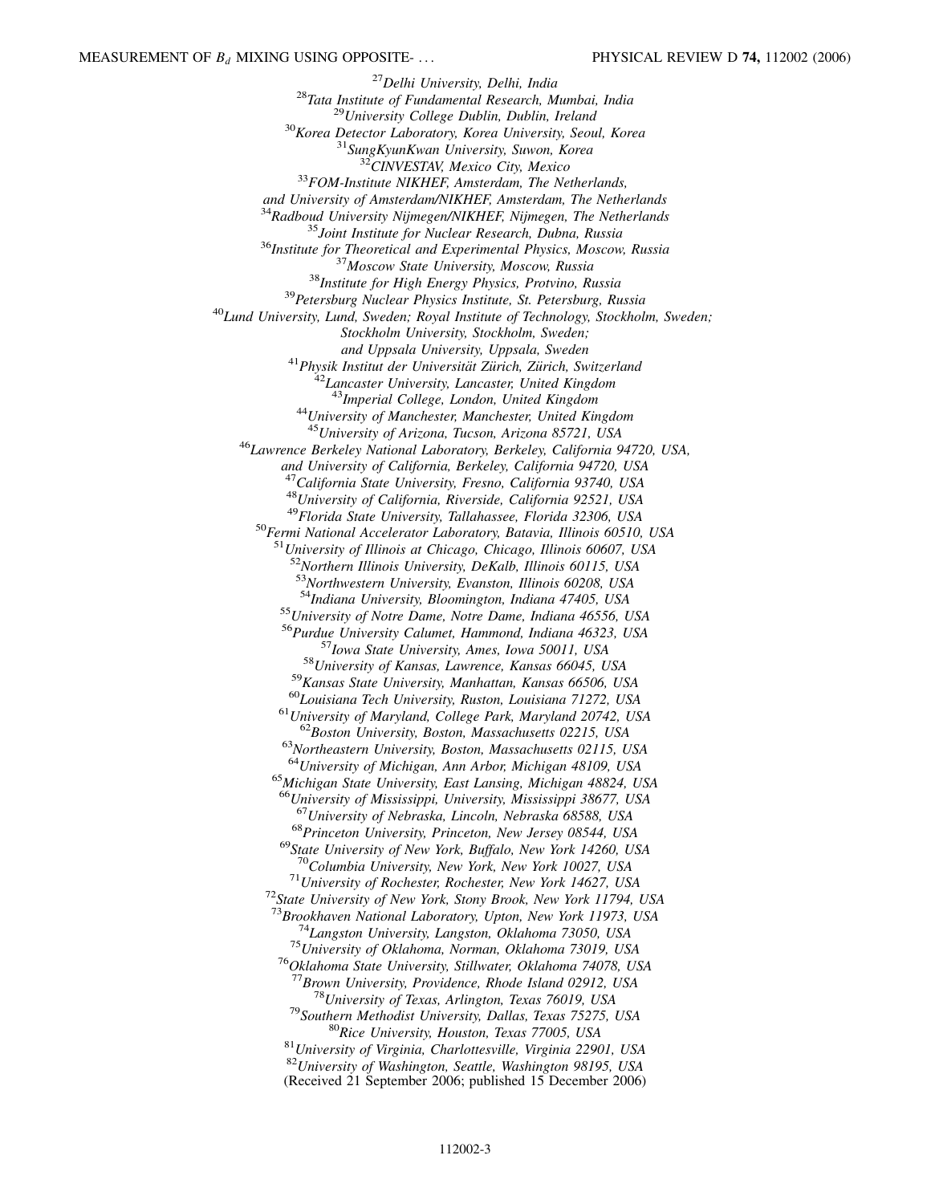[27]Delhi University, Delhi, India
[28]Tata Institute of Fundamental Research, Mumbai, India
[29]University College Dublin, Dublin, Ireland
[30]Korea Detector Laboratory, Korea University, Seoul, Korea
[31]SungKyunKwan University, Suwon, Korea
[32]CINVESTAV, Mexico City, Mexico
[33]FOM-Institute NIKHEF, Amsterdam, The Netherlands, and University of Amsterdam/NIKHEF, Amsterdam, The Netherlands
[34]Radboud University Nijmegen/NIKHEF, Nijmegen, The Netherlands
[35]Joint Institute for Nuclear Research, Dubna, Russia
[36]Institute for Theoretical and Experimental Physics, Moscow, Russia
[37]Moscow State University, Moscow, Russia
[38]Institute for High Energy Physics, Protvino, Russia
[39]Petersburg Nuclear Physics Institute, St. Petersburg, Russia
[40]Lund University, Lund, Sweden; Royal Institute of Technology, Stockholm, Sweden; Stockholm University, Stockholm, Sweden; and Uppsala University, Uppsala, Sweden
[41]Physik Institut der Universität Zürich, Zürich, Switzerland
[42]Lancaster University, Lancaster, United Kingdom
[43]Imperial College, London, United Kingdom
[44]University of Manchester, Manchester, United Kingdom
[45]University of Arizona, Tucson, Arizona 85721, USA
[46]Lawrence Berkeley National Laboratory, Berkeley, California 94720, USA, and University of California, Berkeley, California 94720, USA
[47]California State University, Fresno, California 93740, USA
[48]University of California, Riverside, California 92521, USA
[49]Florida State University, Tallahassee, Florida 32306, USA
[50]Fermi National Accelerator Laboratory, Batavia, Illinois 60510, USA
[51]University of Illinois at Chicago, Chicago, Illinois 60607, USA
[52]Northern Illinois University, DeKalb, Illinois 60115, USA
[53]Northwestern University, Evanston, Illinois 60208, USA
[54]Indiana University, Bloomington, Indiana 47405, USA
[55]University of Notre Dame, Notre Dame, Indiana 46556, USA
[56]Purdue University Calumet, Hammond, Indiana 46323, USA
[57]Iowa State University, Ames, Iowa 50011, USA
[58]University of Kansas, Lawrence, Kansas 66045, USA
[59]Kansas State University, Manhattan, Kansas 66506, USA
[60]Louisiana Tech University, Ruston, Louisiana 71272, USA
[61]University of Maryland, College Park, Maryland 20742, USA
[62]Boston University, Boston, Massachusetts 02215, USA
[63]Northeastern University, Boston, Massachusetts 02115, USA
[64]University of Michigan, Ann Arbor, Michigan 48109, USA
[65]Michigan State University, East Lansing, Michigan 48824, USA
[66]University of Mississippi, University, Mississippi 38677, USA
[67]University of Nebraska, Lincoln, Nebraska 68588, USA
[68]Princeton University, Princeton, New Jersey 08544, USA
[69]State University of New York, Buffalo, New York 14260, USA
[70]Columbia University, New York, New York 10027, USA
[71]University of Rochester, Rochester, New York 14627, USA
[72]State University of New York, Stony Brook, New York 11794, USA
[73]Brookhaven National Laboratory, Upton, New York 11973, USA
[74]Langston University, Langston, Oklahoma 73050, USA
[75]University of Oklahoma, Norman, Oklahoma 73019, USA
[76]Oklahoma State University, Stillwater, Oklahoma 74078, USA
[77]Brown University, Providence, Rhode Island 02912, USA
[78]University of Texas, Arlington, Texas 76019, USA
[79]Southern Methodist University, Dallas, Texas 75275, USA
[80]Rice University, Houston, Texas 77005, USA
[81]University of Virginia, Charlottesville, Virginia 22901, USA
[82]University of Washington, Seattle, Washington 98195, USA

(Received 21 September 2006; published 15 December 2006)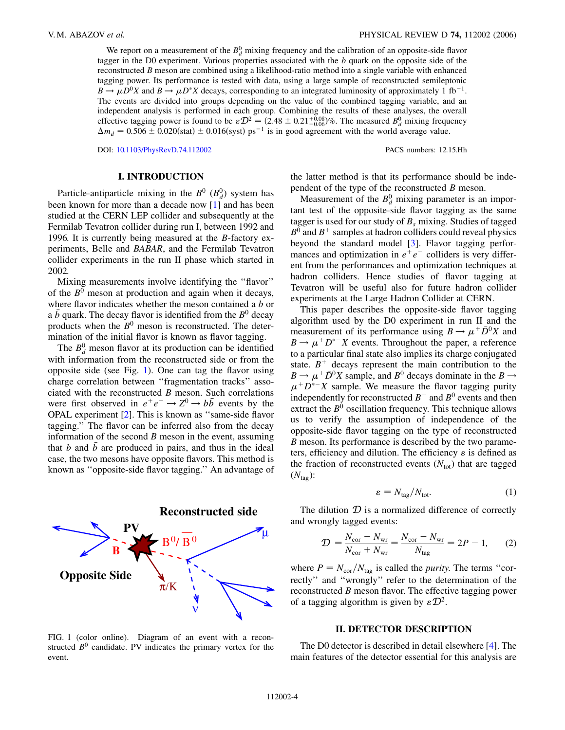We report on a measurement of the $B_d^0$ mixing frequency and the calibration of an opposite-side flavor tagger in the D0 experiment. Various properties associated with the $b$ quark on the opposite side of the reconstructed $B$ meson are combined using a likelihood-ratio method into a single variable with enhanced tagging power. Its performance is tested with data, using a large sample of reconstructed semileptonic $B \to \mu D^0 X$ and $B \to \mu D^* X$ decays, corresponding to an integrated luminosity of approximately 1 fb$^{-1}$. The events are divided into groups depending on the value of the combined tagging variable, and an independent analysis is performed in each group. Combining the results of these analyses, the overall effective tagging power is found to be $\varepsilon \mathcal{D}^2 = (2.48 \pm 0.21^{+0.08}_{-0.06})\%$. The measured $B_d^0$ mixing frequency $\Delta m_d = 0.506 \pm 0.020(\text{stat}) \pm 0.016(\text{syst})$ ps$^{-1}$ is in good agreement with the world average value.

DOI: 10.1103/PhysRevD.74.112002

PACS numbers: 12.15.Hh

## I. INTRODUCTION

Particle-antiparticle mixing in the $B^0$ ($B_d^0$) system has been known for more than a decade now [1] and has been studied at the CERN LEP collider and subsequently at the Fermilab Tevatron collider during run I, between 1992 and 1996. It is currently being measured at the $B$-factory experiments, Belle and *BABAR*, and the Fermilab Tevatron collider experiments in the run II phase which started in 2002.

Mixing measurements involve identifying the "flavor" of the $B^0$ meson at production and again when it decays, where flavor indicates whether the meson contained a $b$ or a $\bar{b}$ quark. The decay flavor is identified from the $B^0$ decay products when the $B^0$ meson is reconstructed. The determination of the initial flavor is known as flavor tagging.

The $B_d^0$ meson flavor at its production can be identified with information from the reconstructed side or from the opposite side (see Fig. 1). One can tag the flavor using charge correlation between "fragmentation tracks" associated with the reconstructed $B$ meson. Such correlations were first observed in $e^+e^- \to Z^0 \to b\bar{b}$ events by the OPAL experiment [2]. This is known as "same-side flavor tagging." The flavor can be inferred also from the decay information of the second $B$ meson in the event, assuming that $b$ and $\bar{b}$ are produced in pairs, and thus in the ideal case, the two mesons have opposite flavors. This method is known as "opposite-side flavor tagging." An advantage of the latter method is that its performance should be independent of the type of the reconstructed $B$ meson.

FIG. 1 (color online). Diagram of an event with a reconstructed $B^0$ candidate. PV indicates the primary vertex for the event.

Measurement of the $B_d^0$ mixing parameter is an important test of the opposite-side flavor tagging as the same tagger is used for our study of $B_s$ mixing. Studies of tagged $B^0$ and $B^+$ samples at hadron colliders could reveal physics beyond the standard model [3]. Flavor tagging performances and optimization in $e^+e^-$ colliders is very different from the performances and optimization techniques at hadron colliders. Hence studies of flavor tagging at Tevatron will be useful also for future hadron collider experiments at the Large Hadron Collider at CERN.

This paper describes the opposite-side flavor tagging algorithm used by the D0 experiment in run II and the measurement of its performance using $B \to \mu^+ \bar{D}^0 X$ and $B \to \mu^+ D^{*-} X$ events. Throughout the paper, a reference to a particular final state also implies its charge conjugated state. $B^+$ decays represent the main contribution to the $B \to \mu^+ \bar{D}^0 X$ sample, and $B^0$ decays dominate in the $B \to \mu^+ D^{*-} X$ sample. We measure the flavor tagging purity independently for reconstructed $B^+$ and $B^0$ events and then extract the $B^0$ oscillation frequency. This technique allows us to verify the assumption of independence of the opposite-side flavor tagging on the type of reconstructed $B$ meson. Its performance is described by the two parameters, efficiency and dilution. The efficiency $\varepsilon$ is defined as the fraction of reconstructed events ($N_{\text{tot}}$) that are tagged ($N_{\text{tag}}$):

$$\varepsilon = N_{\text{tag}}/N_{\text{tot}}. \tag{1}$$

The dilution $\mathcal{D}$ is a normalized difference of correctly and wrongly tagged events:

$$\mathcal{D} = \frac{N_{\text{cor}} - N_{\text{wr}}}{N_{\text{cor}} + N_{\text{wr}}} = \frac{N_{\text{cor}} - N_{\text{wr}}}{N_{\text{tag}}} = 2P - 1, \tag{2}$$

where $P = N_{\text{cor}}/N_{\text{tag}}$ is called the *purity*. The terms "correctly" and "wrongly" refer to the determination of the reconstructed $B$ meson flavor. The effective tagging power of a tagging algorithm is given by $\varepsilon \mathcal{D}^2$.

## II. DETECTOR DESCRIPTION

The D0 detector is described in detail elsewhere [4]. The main features of the detector essential for this analysis are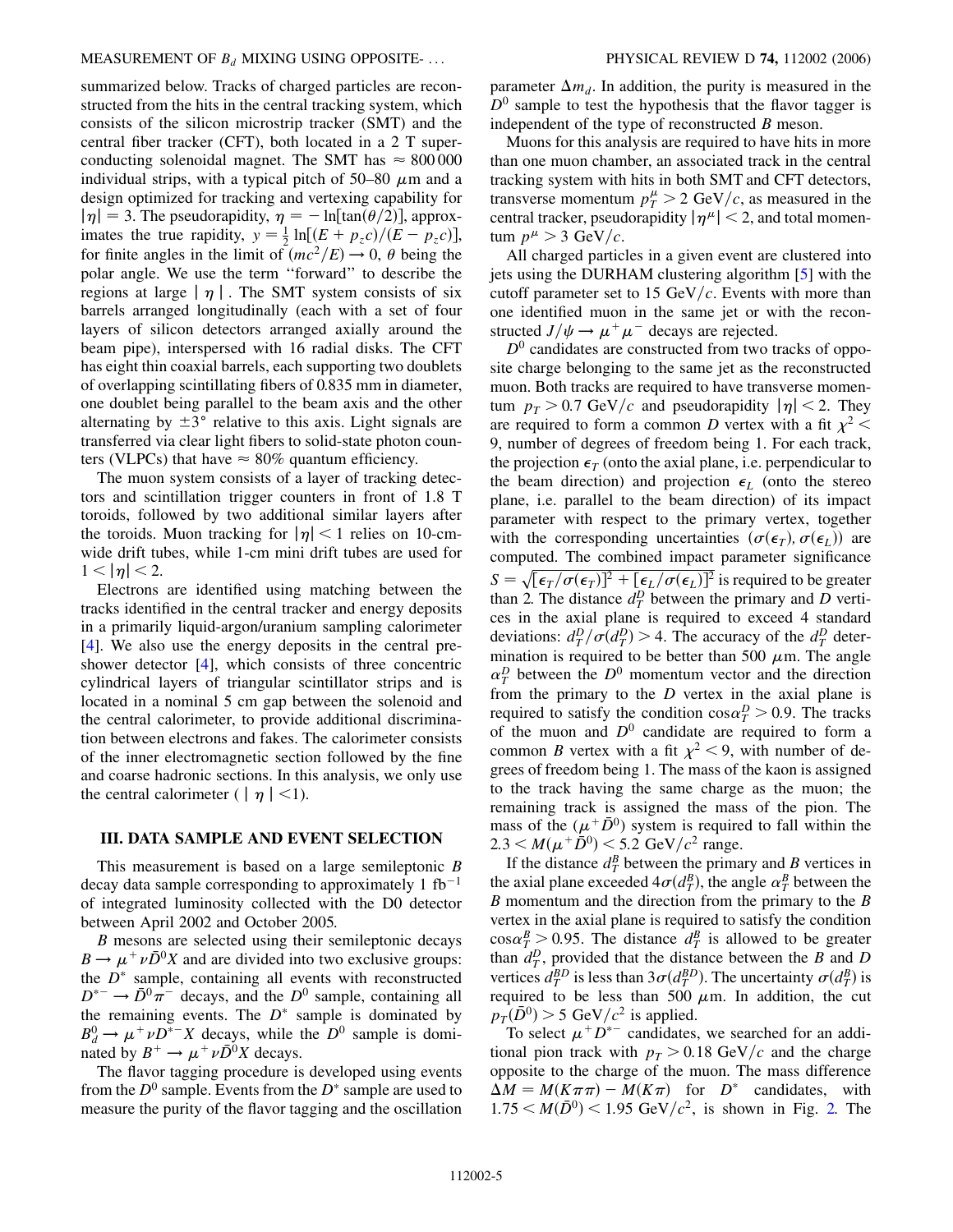summarized below. Tracks of charged particles are reconstructed from the hits in the central tracking system, which consists of the silicon microstrip tracker (SMT) and the central fiber tracker (CFT), both located in a 2 T superconducting solenoidal magnet. The SMT has $\approx 800\,000$ individual strips, with a typical pitch of 50–80 $\mu$m and a design optimized for tracking and vertexing capability for $|\eta| = 3$. The pseudorapidity, $\eta = -\ln[\tan(\theta/2)]$, approximates the true rapidity, $y = \frac{1}{2}\ln[(E + p_z c)/(E - p_z c)]$, for finite angles in the limit of $(mc^2/E) \to 0$, $\theta$ being the polar angle. We use the term "forward" to describe the regions at large $|\eta|$. The SMT system consists of six barrels arranged longitudinally (each with a set of four layers of silicon detectors arranged axially around the beam pipe), interspersed with 16 radial disks. The CFT has eight thin coaxial barrels, each supporting two doublets of overlapping scintillating fibers of 0.835 mm in diameter, one doublet being parallel to the beam axis and the other alternating by $\pm 3°$ relative to this axis. Light signals are transferred via clear light fibers to solid-state photon counters (VLPCs) that have $\approx 80\%$ quantum efficiency.

The muon system consists of a layer of tracking detectors and scintillation trigger counters in front of 1.8 T toroids, followed by two additional similar layers after the toroids. Muon tracking for $|\eta| < 1$ relies on 10-cm-wide drift tubes, while 1-cm mini drift tubes are used for $1 < |\eta| < 2$.

Electrons are identified using matching between the tracks identified in the central tracker and energy deposits in a primarily liquid-argon/uranium sampling calorimeter [4]. We also use the energy deposits in the central preshower detector [4], which consists of three concentric cylindrical layers of triangular scintillator strips and is located in a nominal 5 cm gap between the solenoid and the central calorimeter, to provide additional discrimination between electrons and fakes. The calorimeter consists of the inner electromagnetic section followed by the fine and coarse hadronic sections. In this analysis, we only use the central calorimeter ($|\eta| < 1$).

## III. DATA SAMPLE AND EVENT SELECTION

This measurement is based on a large semileptonic $B$ decay data sample corresponding to approximately 1 fb$^{-1}$ of integrated luminosity collected with the D0 detector between April 2002 and October 2005.

$B$ mesons are selected using their semileptonic decays $B \to \mu^+ \nu \bar{D}^0 X$ and are divided into two exclusive groups: the $D^*$ sample, containing all events with reconstructed $D^{*-} \to \bar{D}^0 \pi^-$ decays, and the $D^0$ sample, containing all the remaining events. The $D^*$ sample is dominated by $B_d^0 \to \mu^+ \nu D^{*-} X$ decays, while the $D^0$ sample is dominated by $B^+ \to \mu^+ \nu \bar{D}^0 X$ decays.

The flavor tagging procedure is developed using events from the $D^0$ sample. Events from the $D^*$ sample are used to measure the purity of the flavor tagging and the oscillation parameter $\Delta m_d$. In addition, the purity is measured in the $D^0$ sample to test the hypothesis that the flavor tagger is independent of the type of reconstructed $B$ meson.

Muons for this analysis are required to have hits in more than one muon chamber, an associated track in the central tracking system with hits in both SMT and CFT detectors, transverse momentum $p_T^\mu > 2$ GeV/$c$, as measured in the central tracker, pseudorapidity $|\eta^\mu| < 2$, and total momentum $p^\mu > 3$ GeV/$c$.

All charged particles in a given event are clustered into jets using the DURHAM clustering algorithm [5] with the cutoff parameter set to 15 GeV/$c$. Events with more than one identified muon in the same jet or with the reconstructed $J/\psi \to \mu^+\mu^-$ decays are rejected.

$D^0$ candidates are constructed from two tracks of opposite charge belonging to the same jet as the reconstructed muon. Both tracks are required to have transverse momentum $p_T > 0.7$ GeV/$c$ and pseudorapidity $|\eta| < 2$. They are required to form a common $D$ vertex with a fit $\chi^2 < 9$, number of degrees of freedom being 1. For each track, the projection $\epsilon_T$ (onto the axial plane, i.e. perpendicular to the beam direction) and projection $\epsilon_L$ (onto the stereo plane, i.e. parallel to the beam direction) of its impact parameter with respect to the primary vertex, together with the corresponding uncertainties $(\sigma(\epsilon_T), \sigma(\epsilon_L))$ are computed. The combined impact parameter significance $S = \sqrt{[\epsilon_T/\sigma(\epsilon_T)]^2 + [\epsilon_L/\sigma(\epsilon_L)]^2}$ is required to be greater than 2. The distance $d_T^D$ between the primary and $D$ vertices in the axial plane is required to exceed 4 standard deviations: $d_T^D/\sigma(d_T^D) > 4$. The accuracy of the $d_T^D$ determination is required to be better than 500 $\mu$m. The angle $\alpha_T^D$ between the $D^0$ momentum vector and the direction from the primary to the $D$ vertex in the axial plane is required to satisfy the condition $\cos\alpha_T^D > 0.9$. The tracks of the muon and $D^0$ candidate are required to form a common $B$ vertex with a fit $\chi^2 < 9$, with number of degrees of freedom being 1. The mass of the kaon is assigned to the track having the same charge as the muon; the remaining track is assigned the mass of the pion. The mass of the $(\mu^+ \bar{D}^0)$ system is required to fall within the $2.3 < M(\mu^+ \bar{D}^0) < 5.2$ GeV/$c^2$ range.

If the distance $d_T^B$ between the primary and $B$ vertices in the axial plane exceeded $4\sigma(d_T^B)$, the angle $\alpha_T^B$ between the $B$ momentum and the direction from the primary to the $B$ vertex in the axial plane is required to satisfy the condition $\cos\alpha_T^B > 0.95$. The distance $d_T^B$ is allowed to be greater than $d_T^D$, provided that the distance between the $B$ and $D$ vertices $d_T^{BD}$ is less than $3\sigma(d_T^{BD})$. The uncertainty $\sigma(d_T^B)$ is required to be less than 500 $\mu$m. In addition, the cut $p_T(\bar{D}^0) > 5$ GeV/$c^2$ is applied.

To select $\mu^+ D^{*-}$ candidates, we searched for an additional pion track with $p_T > 0.18$ GeV/$c$ and the charge opposite to the charge of the muon. The mass difference $\Delta M = M(K\pi\pi) - M(K\pi)$ for $D^*$ candidates, with $1.75 < M(\bar{D}^0) < 1.95$ GeV/$c^2$, is shown in Fig. 2. The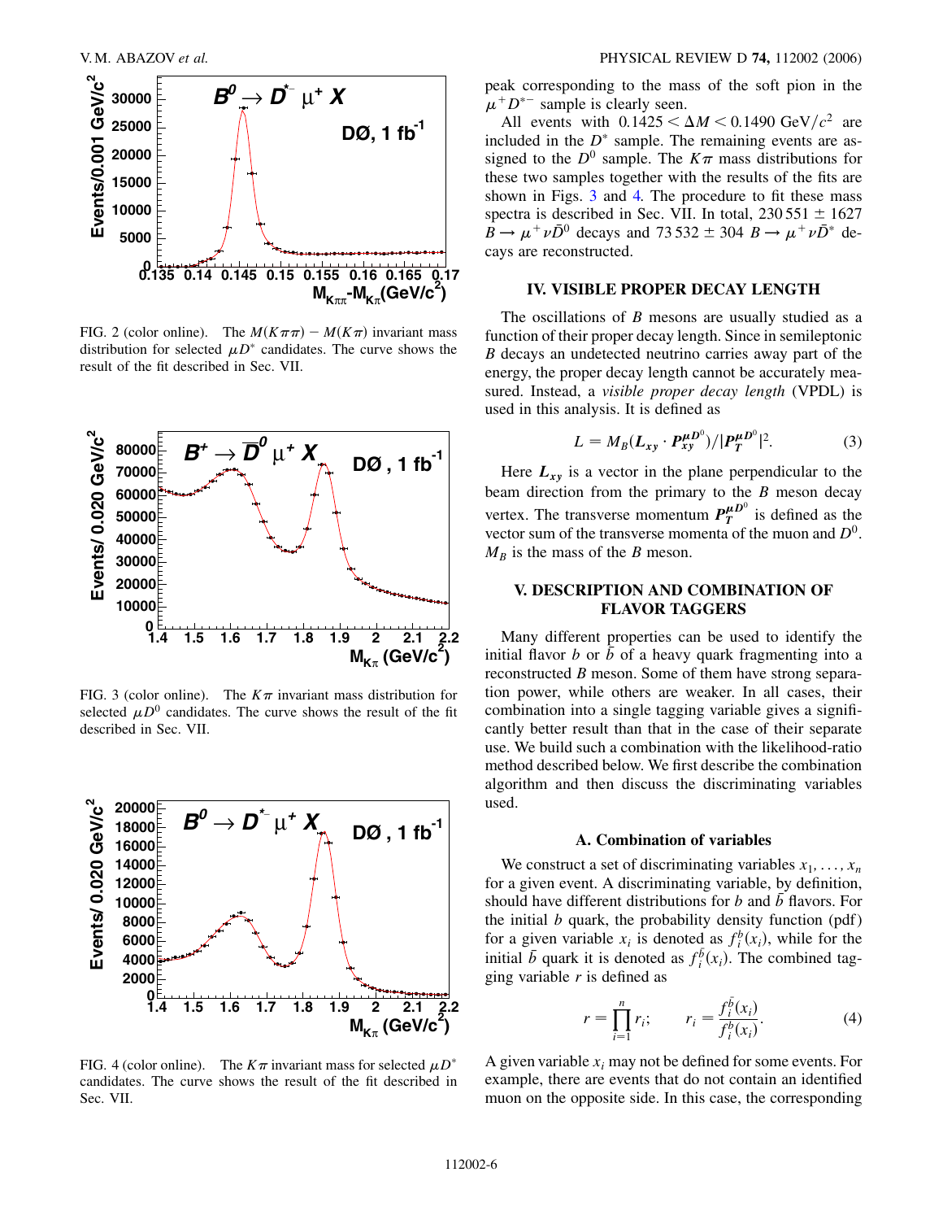FIG. 2 (color online). The $M(K\pi\pi) - M(K\pi)$ invariant mass distribution for selected $\mu D^*$ candidates. The curve shows the result of the fit described in Sec. VII.

FIG. 3 (color online). The $K\pi$ invariant mass distribution for selected $\mu D^0$ candidates. The curve shows the result of the fit described in Sec. VII.

FIG. 4 (color online). The $K\pi$ invariant mass for selected $\mu D^*$ candidates. The curve shows the result of the fit described in Sec. VII.

peak corresponding to the mass of the soft pion in the $\mu^+ D^{*-}$ sample is clearly seen.

All events with $0.1425 < \Delta M < 0.1490$ GeV/$c^2$ are included in the $D^*$ sample. The remaining events are assigned to the $D^0$ sample. The $K\pi$ mass distributions for these two samples together with the results of the fits are shown in Figs. 3 and 4. The procedure to fit these mass spectra is described in Sec. VII. In total, $230\,551 \pm 1627$ $B \to \mu^+ \nu \bar{D}^0$ decays and $73\,532 \pm 304$ $B \to \mu^+ \nu \bar{D}^*$ decays are reconstructed.

## IV. VISIBLE PROPER DECAY LENGTH

The oscillations of $B$ mesons are usually studied as a function of their proper decay length. Since in semileptonic $B$ decays an undetected neutrino carries away part of the energy, the proper decay length cannot be accurately measured. Instead, a *visible proper decay length* (VPDL) is used in this analysis. It is defined as

$$L = M_B(\boldsymbol{L_{xy}} \cdot \boldsymbol{P_{xy}^{\mu D^0}})/|\boldsymbol{P_T^{\mu D^0}}|^2. \tag{3}$$

Here $\boldsymbol{L_{xy}}$ is a vector in the plane perpendicular to the beam direction from the primary to the $B$ meson decay vertex. The transverse momentum $\boldsymbol{P_T^{\mu D^0}}$ is defined as the vector sum of the transverse momenta of the muon and $D^0$. $M_B$ is the mass of the $B$ meson.

## V. DESCRIPTION AND COMBINATION OF FLAVOR TAGGERS

Many different properties can be used to identify the initial flavor $b$ or $\bar{b}$ of a heavy quark fragmenting into a reconstructed $B$ meson. Some of them have strong separation power, while others are weaker. In all cases, their combination into a single tagging variable gives a significantly better result than that in the case of their separate use. We build such a combination with the likelihood-ratio method described below. We first describe the combination algorithm and then discuss the discriminating variables used.

### A. Combination of variables

We construct a set of discriminating variables $x_1, \ldots, x_n$ for a given event. A discriminating variable, by definition, should have different distributions for $b$ and $\bar{b}$ flavors. For the initial $b$ quark, the probability density function (pdf) for a given variable $x_i$ is denoted as $f_i^b(x_i)$, while for the initial $\bar{b}$ quark it is denoted as $f_i^{\bar{b}}(x_i)$. The combined tagging variable $r$ is defined as

$$r = \prod_{i=1}^{n} r_i; \qquad r_i = \frac{f_i^{\bar{b}}(x_i)}{f_i^b(x_i)}. \tag{4}$$

A given variable $x_i$ may not be defined for some events. For example, there are events that do not contain an identified muon on the opposite side. In this case, the corresponding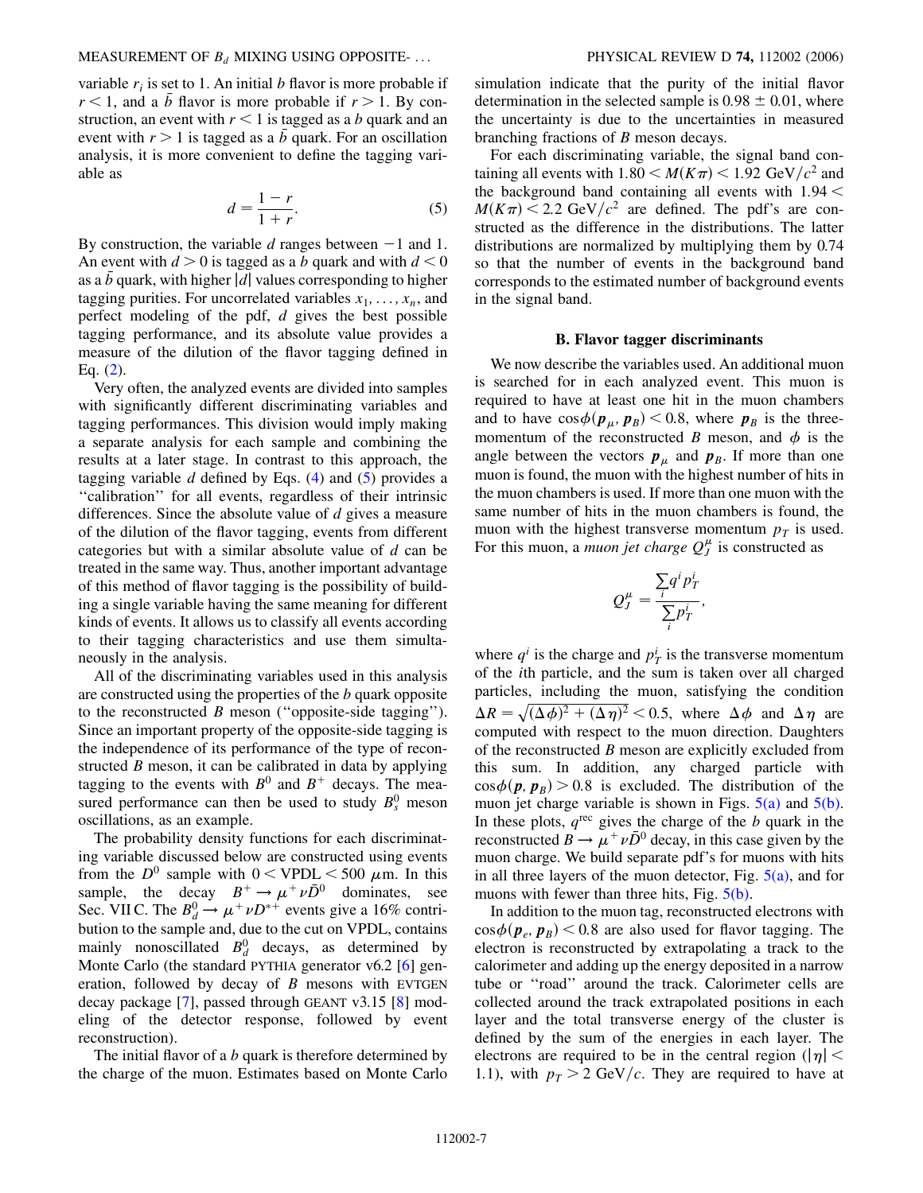variable $r_i$ is set to 1. An initial $b$ flavor is more probable if $r < 1$, and a $\bar{b}$ flavor is more probable if $r > 1$. By construction, an event with $r < 1$ is tagged as a $b$ quark and an event with $r > 1$ is tagged as a $\bar{b}$ quark. For an oscillation analysis, it is more convenient to define the tagging variable as

$$d = \frac{1 - r}{1 + r}. \tag{5}$$

By construction, the variable $d$ ranges between $-1$ and 1. An event with $d > 0$ is tagged as a $b$ quark and with $d < 0$ as a $\bar{b}$ quark, with higher $|d|$ values corresponding to higher tagging purities. For uncorrelated variables $x_1, \ldots, x_n$, and perfect modeling of the pdf, $d$ gives the best possible tagging performance, and its absolute value provides a measure of the dilution of the flavor tagging defined in Eq. (2).

Very often, the analyzed events are divided into samples with significantly different discriminating variables and tagging performances. This division would imply making a separate analysis for each sample and combining the results at a later stage. In contrast to this approach, the tagging variable $d$ defined by Eqs. (4) and (5) provides a "calibration" for all events, regardless of their intrinsic differences. Since the absolute value of $d$ gives a measure of the dilution of the flavor tagging, events from different categories but with a similar absolute value of $d$ can be treated in the same way. Thus, another important advantage of this method of flavor tagging is the possibility of building a single variable having the same meaning for different kinds of events. It allows us to classify all events according to their tagging characteristics and use them simultaneously in the analysis.

All of the discriminating variables used in this analysis are constructed using the properties of the $b$ quark opposite to the reconstructed $B$ meson ("opposite-side tagging"). Since an important property of the opposite-side tagging is the independence of its performance of the type of reconstructed $B$ meson, it can be calibrated in data by applying tagging to the events with $B^0$ and $B^+$ decays. The measured performance can then be used to study $B_s^0$ meson oscillations, as an example.

The probability density functions for each discriminating variable discussed below are constructed using events from the $D^0$ sample with $0 < \mathrm{VPDL} < 500$ $\mu$m. In this sample, the decay $B^+ \to \mu^+ \nu \bar{D}^0$ dominates, see Sec. VII C. The $B_d^0 \to \mu^+ \nu D^{*+}$ events give a 16% contribution to the sample and, due to the cut on VPDL, contains mainly nonoscillated $B_d^0$ decays, as determined by Monte Carlo (the standard PYTHIA generator v6.2 [6] generation, followed by decay of $B$ mesons with EVTGEN decay package [7], passed through GEANT v3.15 [8] modeling of the detector response, followed by event reconstruction).

The initial flavor of a $b$ quark is therefore determined by the charge of the muon. Estimates based on Monte Carlo simulation indicate that the purity of the initial flavor determination in the selected sample is $0.98 \pm 0.01$, where the uncertainty is due to the uncertainties in measured branching fractions of $B$ meson decays.

For each discriminating variable, the signal band containing all events with $1.80 < M(K\pi) < 1.92$ GeV$/c^2$ and the background band containing all events with $1.94 < M(K\pi) < 2.2$ GeV$/c^2$ are defined. The pdf's are constructed as the difference in the distributions. The latter distributions are normalized by multiplying them by 0.74 so that the number of events in the background band corresponds to the estimated number of background events in the signal band.

### B. Flavor tagger discriminants

We now describe the variables used. An additional muon is searched for in each analyzed event. This muon is required to have at least one hit in the muon chambers and to have $\cos\phi(\boldsymbol{p}_\mu, \boldsymbol{p}_B) < 0.8$, where $\boldsymbol{p}_B$ is the three-momentum of the reconstructed $B$ meson, and $\phi$ is the angle between the vectors $\boldsymbol{p}_\mu$ and $\boldsymbol{p}_B$. If more than one muon is found, the muon with the highest number of hits in the muon chambers is used. If more than one muon with the same number of hits in the muon chambers is found, the muon with the highest transverse momentum $p_T$ is used. For this muon, a *muon jet charge* $Q_J^\mu$ is constructed as

$$Q_J^\mu = \frac{\sum_i q^i p_T^i}{\sum_i p_T^i},$$

where $q^i$ is the charge and $p_T^i$ is the transverse momentum of the $i$th particle, and the sum is taken over all charged particles, including the muon, satisfying the condition $\Delta R = \sqrt{(\Delta\phi)^2 + (\Delta\eta)^2} < 0.5$, where $\Delta\phi$ and $\Delta\eta$ are computed with respect to the muon direction. Daughters of the reconstructed $B$ meson are explicitly excluded from this sum. In addition, any charged particle with $\cos\phi(\boldsymbol{p}, \boldsymbol{p}_B) > 0.8$ is excluded. The distribution of the muon jet charge variable is shown in Figs. 5(a) and 5(b). In these plots, $q^{\mathrm{rec}}$ gives the charge of the $b$ quark in the reconstructed $B \to \mu^+ \nu \bar{D}^0$ decay, in this case given by the muon charge. We build separate pdf's for muons with hits in all three layers of the muon detector, Fig. 5(a), and for muons with fewer than three hits, Fig. 5(b).

In addition to the muon tag, reconstructed electrons with $\cos\phi(\boldsymbol{p}_e, \boldsymbol{p}_B) < 0.8$ are also used for flavor tagging. The electron is reconstructed by extrapolating a track to the calorimeter and adding up the energy deposited in a narrow tube or "road" around the track. Calorimeter cells are collected around the track extrapolated positions in each layer and the total transverse energy of the cluster is defined by the sum of the energies in each layer. The electrons are required to be in the central region ($|\eta| < 1.1$), with $p_T > 2$ GeV$/c$. They are required to have at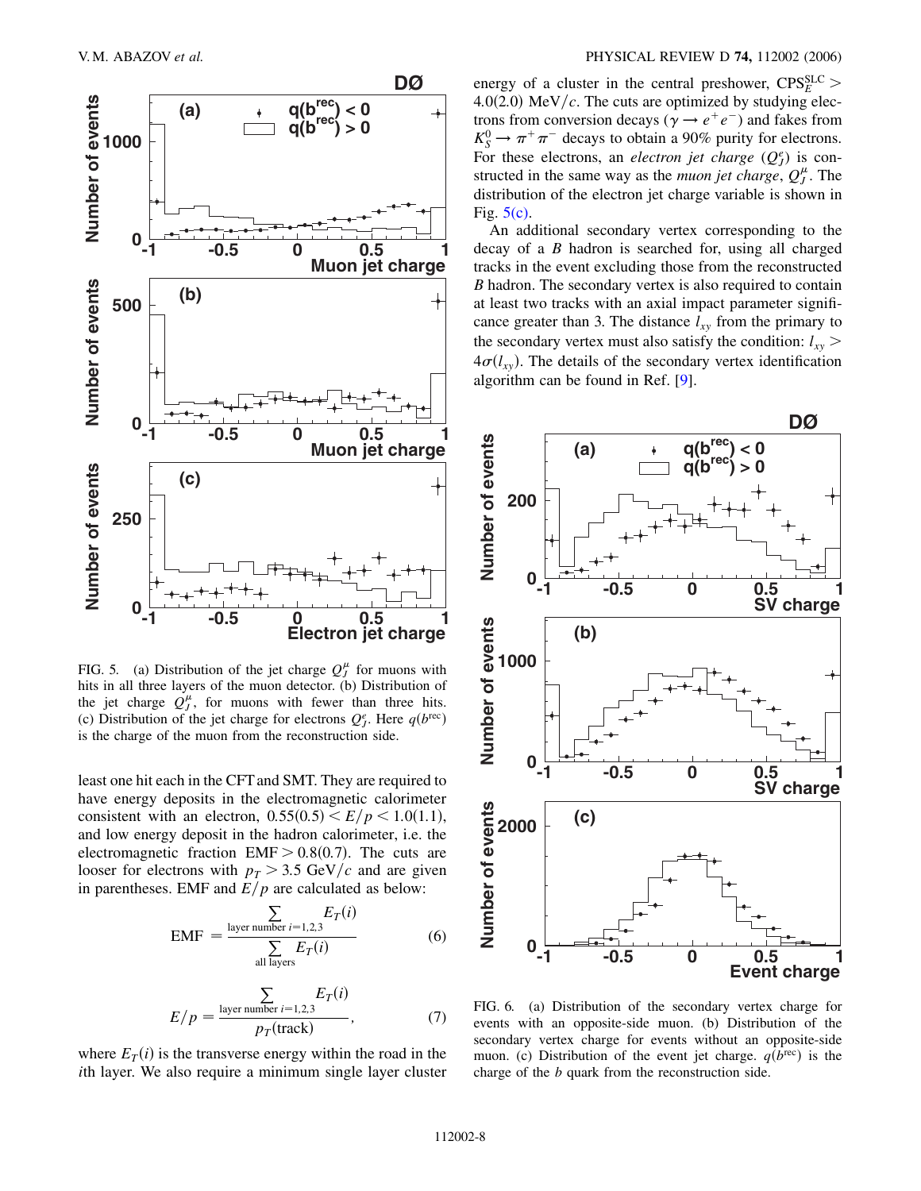FIG. 5. (a) Distribution of the jet charge $Q_J^\mu$ for muons with hits in all three layers of the muon detector. (b) Distribution of the jet charge $Q_J^\mu$, for muons with fewer than three hits. (c) Distribution of the jet charge for electrons $Q_J^e$. Here $q(b^{\rm rec})$ is the charge of the muon from the reconstruction side.

least one hit each in the CFT and SMT. They are required to have energy deposits in the electromagnetic calorimeter consistent with an electron, $0.55(0.5) < E/p < 1.0(1.1)$, and low energy deposit in the hadron calorimeter, i.e. the electromagnetic fraction EMF $> 0.8(0.7)$. The cuts are looser for electrons with $p_T > 3.5$ GeV/$c$ and are given in parentheses. EMF and $E/p$ are calculated as below:

$$\text{EMF} = \frac{\sum_{\text{layer number } i=1,2,3} E_T(i)}{\sum_{\text{all layers}} E_T(i)} \tag{6}$$

$$E/p = \frac{\sum_{\text{layer number } i=1,2,3} E_T(i)}{p_T(\text{track})}, \tag{7}$$

where $E_T(i)$ is the transverse energy within the road in the $i$th layer. We also require a minimum single layer cluster energy of a cluster in the central preshower, $\text{CPS}_E^{\text{SLC}} > 4.0(2.0)$ MeV/$c$. The cuts are optimized by studying electrons from conversion decays ($\gamma \to e^+e^-$) and fakes from $K_S^0 \to \pi^+\pi^-$ decays to obtain a 90% purity for electrons. For these electrons, an *electron jet charge* ($Q_J^e$) is constructed in the same way as the *muon jet charge*, $Q_J^\mu$. The distribution of the electron jet charge variable is shown in Fig. 5(c).

An additional secondary vertex corresponding to the decay of a $B$ hadron is searched for, using all charged tracks in the event excluding those from the reconstructed $B$ hadron. The secondary vertex is also required to contain at least two tracks with an axial impact parameter significance greater than 3. The distance $l_{xy}$ from the primary to the secondary vertex must also satisfy the condition: $l_{xy} > 4\sigma(l_{xy})$. The details of the secondary vertex identification algorithm can be found in Ref. [9].

FIG. 6. (a) Distribution of the secondary vertex charge for events with an opposite-side muon. (b) Distribution of the secondary vertex charge for events without an opposite-side muon. (c) Distribution of the event jet charge. $q(b^{\rm rec})$ is the charge of the $b$ quark from the reconstruction side.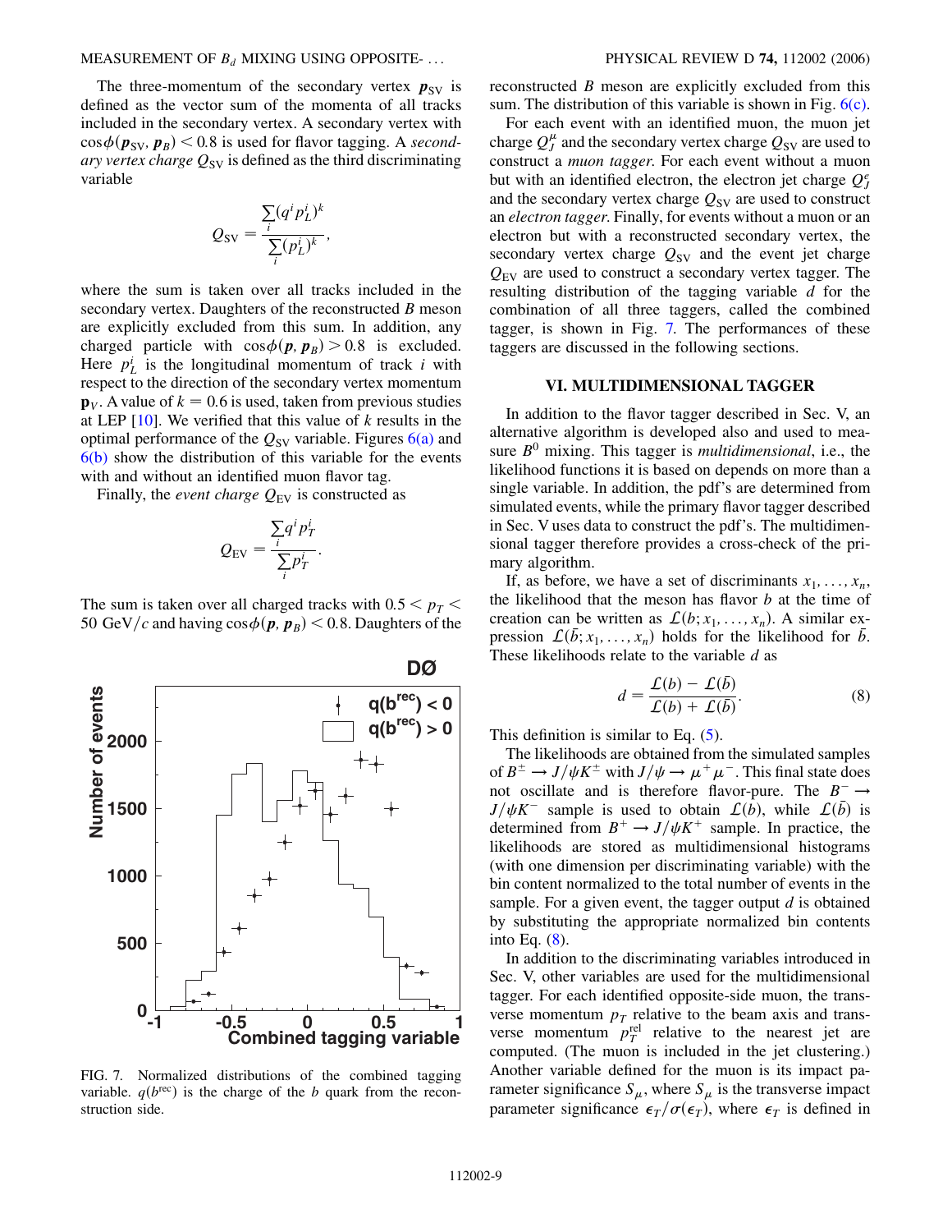The three-momentum of the secondary vertex $\boldsymbol{p}_{\rm SV}$ is defined as the vector sum of the momenta of all tracks included in the secondary vertex. A secondary vertex with $\cos\phi(\boldsymbol{p}_{\rm SV}, \boldsymbol{p}_B) < 0.8$ is used for flavor tagging. A *secondary vertex charge* $Q_{\rm SV}$ is defined as the third discriminating variable

$$Q_{\rm SV} = \frac{\sum_i (q^i p_L^i)^k}{\sum_i (p_L^i)^k},$$

where the sum is taken over all tracks included in the secondary vertex. Daughters of the reconstructed $B$ meson are explicitly excluded from this sum. In addition, any charged particle with $\cos\phi(\boldsymbol{p}, \boldsymbol{p}_B) > 0.8$ is excluded. Here $p_L^i$ is the longitudinal momentum of track $i$ with respect to the direction of the secondary vertex momentum $\mathbf{p}_V$. A value of $k = 0.6$ is used, taken from previous studies at LEP [10]. We verified that this value of $k$ results in the optimal performance of the $Q_{\rm SV}$ variable. Figures 6(a) and 6(b) show the distribution of this variable for the events with and without an identified muon flavor tag.

Finally, the *event charge* $Q_{\rm EV}$ is constructed as

$$Q_{\rm EV} = \frac{\sum_i q^i p_T^i}{\sum_i p_T^i}.$$

The sum is taken over all charged tracks with $0.5 < p_T < 50$ GeV/$c$ and having $\cos\phi(\boldsymbol{p}, \boldsymbol{p}_B) < 0.8$. Daughters of the reconstructed $B$ meson are explicitly excluded from this sum. The distribution of this variable is shown in Fig. 6(c).

FIG. 7. Normalized distributions of the combined tagging variable. $q(b^{\rm rec})$ is the charge of the $b$ quark from the reconstruction side.

For each event with an identified muon, the muon jet charge $Q_J^\mu$ and the secondary vertex charge $Q_{\rm SV}$ are used to construct a *muon tagger*. For each event without a muon but with an identified electron, the electron jet charge $Q_J^e$ and the secondary vertex charge $Q_{\rm SV}$ are used to construct an *electron tagger*. Finally, for events without a muon or an electron but with a reconstructed secondary vertex, the secondary vertex charge $Q_{\rm SV}$ and the event jet charge $Q_{\rm EV}$ are used to construct a secondary vertex tagger. The resulting distribution of the tagging variable $d$ for the combination of all three taggers, called the combined tagger, is shown in Fig. 7. The performances of these taggers are discussed in the following sections.

## VI. MULTIDIMENSIONAL TAGGER

In addition to the flavor tagger described in Sec. V, an alternative algorithm is developed also and used to measure $B^0$ mixing. This tagger is *multidimensional*, i.e., the likelihood functions it is based on depends on more than a single variable. In addition, the pdf's are determined from simulated events, while the primary flavor tagger described in Sec. V uses data to construct the pdf's. The multidimensional tagger therefore provides a cross-check of the primary algorithm.

If, as before, we have a set of discriminants $x_1, \ldots, x_n$, the likelihood that the meson has flavor $b$ at the time of creation can be written as $\mathcal{L}(b; x_1, \ldots, x_n)$. A similar expression $\mathcal{L}(\bar{b}; x_1, \ldots, x_n)$ holds for the likelihood for $\bar{b}$. These likelihoods relate to the variable $d$ as

$$d = \frac{\mathcal{L}(b) - \mathcal{L}(\bar{b})}{\mathcal{L}(b) + \mathcal{L}(\bar{b})}. \tag{8}$$

This definition is similar to Eq. (5).

The likelihoods are obtained from the simulated samples of $B^\pm \to J/\psi K^\pm$ with $J/\psi \to \mu^+\mu^-$. This final state does not oscillate and is therefore flavor-pure. The $B^- \to J/\psi K^-$ sample is used to obtain $\mathcal{L}(b)$, while $\mathcal{L}(\bar{b})$ is determined from $B^+ \to J/\psi K^+$ sample. In practice, the likelihoods are stored as multidimensional histograms (with one dimension per discriminating variable) with the bin content normalized to the total number of events in the sample. For a given event, the tagger output $d$ is obtained by substituting the appropriate normalized bin contents into Eq. (8).

In addition to the discriminating variables introduced in Sec. V, other variables are used for the multidimensional tagger. For each identified opposite-side muon, the transverse momentum $p_T$ relative to the beam axis and transverse momentum $p_T^{\rm rel}$ relative to the nearest jet are computed. (The muon is included in the jet clustering.) Another variable defined for the muon is its impact parameter significance $S_\mu$, where $S_\mu$ is the transverse impact parameter significance $\epsilon_T/\sigma(\epsilon_T)$, where $\epsilon_T$ is defined in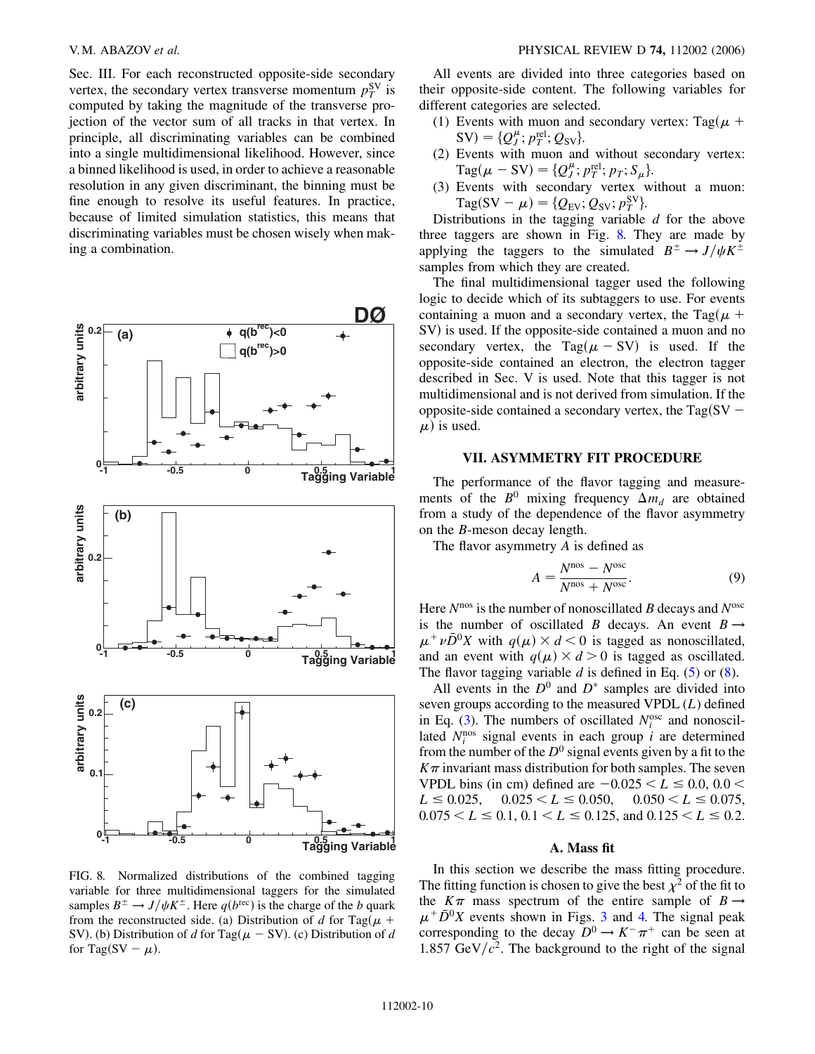Sec. III. For each reconstructed opposite-side secondary vertex, the secondary vertex transverse momentum $p_T^{SV}$ is computed by taking the magnitude of the transverse projection of the vector sum of all tracks in that vertex. In principle, all discriminating variables can be combined into a single multidimensional likelihood. However, since a binned likelihood is used, in order to achieve a reasonable resolution in any given discriminant, the binning must be fine enough to resolve its useful features. In practice, because of limited simulation statistics, this means that discriminating variables must be chosen wisely when making a combination.

FIG. 8. Normalized distributions of the combined tagging variable for three multidimensional taggers for the simulated samples $B^\pm \to J/\psi K^\pm$. Here $q(b^{\rm rec})$ is the charge of the $b$ quark from the reconstructed side. (a) Distribution of $d$ for Tag($\mu$ + SV). (b) Distribution of $d$ for Tag($\mu$ − SV). (c) Distribution of $d$ for Tag(SV − $\mu$).

All events are divided into three categories based on their opposite-side content. The following variables for different categories are selected.

(1) Events with muon and secondary vertex: Tag($\mu$ + SV) = $\{Q_J^\mu; p_T^{\rm rel}; Q_{\rm SV}\}$.

(2) Events with muon and without secondary vertex: Tag($\mu$ − SV) = $\{Q_J^\mu; p_T^{\rm rel}; p_T; S_\mu\}$.

(3) Events with secondary vertex without a muon: Tag(SV − $\mu$) = $\{Q_{\rm EV}; Q_{\rm SV}; p_T^{\rm SV}\}$.

Distributions in the tagging variable $d$ for the above three taggers are shown in Fig. 8. They are made by applying the taggers to the simulated $B^\pm \to J/\psi K^\pm$ samples from which they are created.

The final multidimensional tagger used the following logic to decide which of its subtaggers to use. For events containing a muon and a secondary vertex, the Tag($\mu$ + SV) is used. If the opposite-side contained a muon and no secondary vertex, the Tag($\mu$ − SV) is used. If the opposite-side contained an electron, the electron tagger described in Sec. V is used. Note that this tagger is not multidimensional and is not derived from simulation. If the opposite-side contained a secondary vertex, the Tag(SV − $\mu$) is used.

## VII. ASYMMETRY FIT PROCEDURE

The performance of the flavor tagging and measurements of the $B^0$ mixing frequency $\Delta m_d$ are obtained from a study of the dependence of the flavor asymmetry on the $B$-meson decay length.

The flavor asymmetry $A$ is defined as

$$A = \frac{N^{\rm nos} - N^{\rm osc}}{N^{\rm nos} + N^{\rm osc}}. \tag{9}$$

Here $N^{\rm nos}$ is the number of nonoscillated $B$ decays and $N^{\rm osc}$ is the number of oscillated $B$ decays. An event $B \to \mu^+ \nu \bar{D}^0 X$ with $q(\mu) \times d < 0$ is tagged as nonoscillated, and an event with $q(\mu) \times d > 0$ is tagged as oscillated. The flavor tagging variable $d$ is defined in Eq. (5) or (8).

All events in the $D^0$ and $D^*$ samples are divided into seven groups according to the measured VPDL ($L$) defined in Eq. (3). The numbers of oscillated $N_i^{\rm osc}$ and nonoscillated $N_i^{\rm nos}$ signal events in each group $i$ are determined from the number of the $D^0$ signal events given by a fit to the $K\pi$ invariant mass distribution for both samples. The seven VPDL bins (in cm) defined are $-0.025 < L \le 0.0$, $0.0 < L \le 0.025$, $0.025 < L \le 0.050$, $0.050 < L \le 0.075$, $0.075 < L \le 0.1$, $0.1 < L \le 0.125$, and $0.125 < L \le 0.2$.

### A. Mass fit

In this section we describe the mass fitting procedure. The fitting function is chosen to give the best $\chi^2$ of the fit to the $K\pi$ mass spectrum of the entire sample of $B \to \mu^+ \bar{D}^0 X$ events shown in Figs. 3 and 4. The signal peak corresponding to the decay $D^0 \to K^- \pi^+$ can be seen at 1.857 GeV/$c^2$. The background to the right of the signal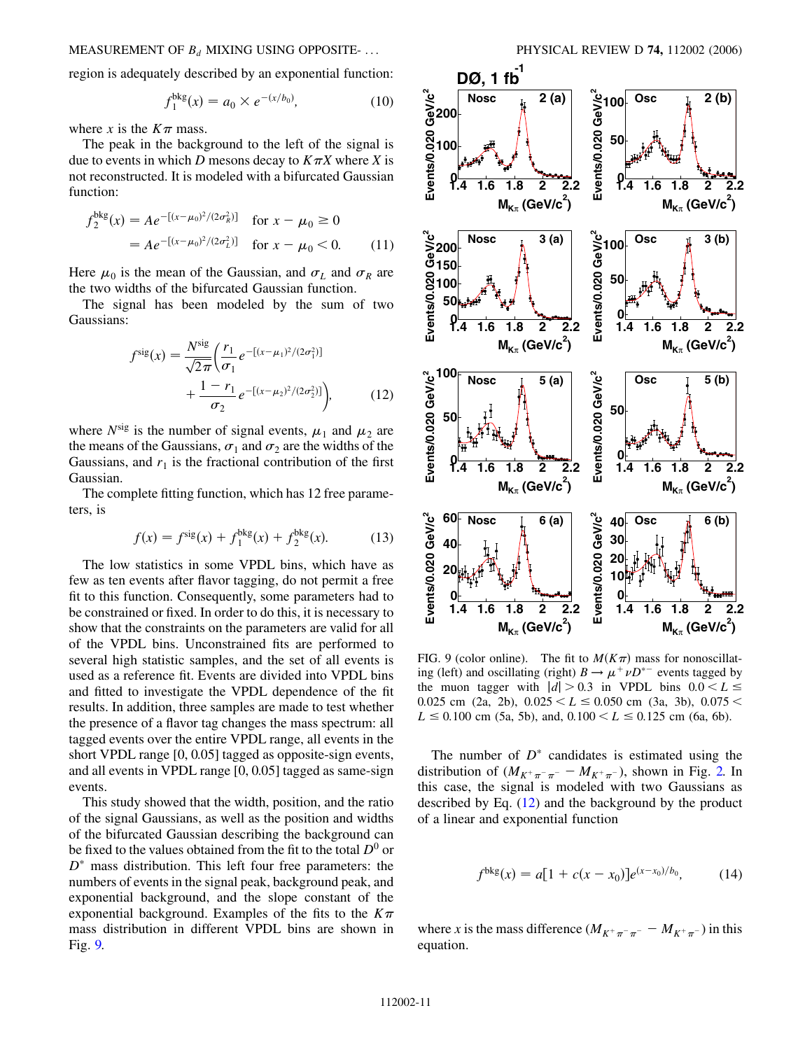region is adequately described by an exponential function:

$$f_1^{\text{bkg}}(x) = a_0 \times e^{-(x/b_0)}, \tag{10}$$

where $x$ is the $K\pi$ mass.

The peak in the background to the left of the signal is due to events in which $D$ mesons decay to $K\pi X$ where $X$ is not reconstructed. It is modeled with a bifurcated Gaussian function:

$$f_2^{\text{bkg}}(x) = Ae^{-[(x-\mu_0)^2/(2\sigma_R^2)]} \quad \text{for } x - \mu_0 \geq 0$$
$$= Ae^{-[(x-\mu_0)^2/(2\sigma_L^2)]} \quad \text{for } x - \mu_0 < 0. \tag{11}$$

Here $\mu_0$ is the mean of the Gaussian, and $\sigma_L$ and $\sigma_R$ are the two widths of the bifurcated Gaussian function.

The signal has been modeled by the sum of two Gaussians:

$$f^{\text{sig}}(x) = \frac{N^{\text{sig}}}{\sqrt{2\pi}}\bigg(\frac{r_1}{\sigma_1}e^{-[(x-\mu_1)^2/(2\sigma_1^2)]} + \frac{1-r_1}{\sigma_2}e^{-[(x-\mu_2)^2/(2\sigma_2^2)]}\bigg), \tag{12}$$

where $N^{\text{sig}}$ is the number of signal events, $\mu_1$ and $\mu_2$ are the means of the Gaussians, $\sigma_1$ and $\sigma_2$ are the widths of the Gaussians, and $r_1$ is the fractional contribution of the first Gaussian.

The complete fitting function, which has 12 free parameters, is

$$f(x) = f^{\text{sig}}(x) + f_1^{\text{bkg}}(x) + f_2^{\text{bkg}}(x). \tag{13}$$

The low statistics in some VPDL bins, which have as few as ten events after flavor tagging, do not permit a free fit to this function. Consequently, some parameters had to be constrained or fixed. In order to do this, it is necessary to show that the constraints on the parameters are valid for all of the VPDL bins. Unconstrained fits are performed to several high statistic samples, and the set of all events is used as a reference fit. Events are divided into VPDL bins and fitted to investigate the VPDL dependence of the fit results. In addition, three samples are made to test whether the presence of a flavor tag changes the mass spectrum: all tagged events over the entire VPDL range, all events in the short VPDL range [0, 0.05] tagged as opposite-sign events, and all events in VPDL range [0, 0.05] tagged as same-sign events.

This study showed that the width, position, and the ratio of the signal Gaussians, as well as the position and widths of the bifurcated Gaussian describing the background can be fixed to the values obtained from the fit to the total $D^0$ or $D^*$ mass distribution. This left four free parameters: the numbers of events in the signal peak, background peak, and exponential background, and the slope constant of the exponential background. Examples of the fits to the $K\pi$ mass distribution in different VPDL bins are shown in Fig. 9.

FIG. 9 (color online). The fit to $M(K\pi)$ mass for nonoscillating (left) and oscillating (right) $B \to \mu^+ \nu D^{*-}$ events tagged by the muon tagger with $|d| > 0.3$ in VPDL bins $0.0 < L \leq 0.025$ cm (2a, 2b), $0.025 < L \leq 0.050$ cm (3a, 3b), $0.075 < L \leq 0.100$ cm (5a, 5b), and, $0.100 < L \leq 0.125$ cm (6a, 6b).

The number of $D^*$ candidates is estimated using the distribution of $(M_{K^+\pi^-\pi^-} - M_{K^+\pi^-})$, shown in Fig. 2. In this case, the signal is modeled with two Gaussians as described by Eq. (12) and the background by the product of a linear and exponential function

$$f^{\text{bkg}}(x) = a[1 + c(x - x_0)]e^{(x-x_0)/b_0}, \tag{14}$$

where $x$ is the mass difference $(M_{K^+\pi^-\pi^-} - M_{K^+\pi^-})$ in this equation.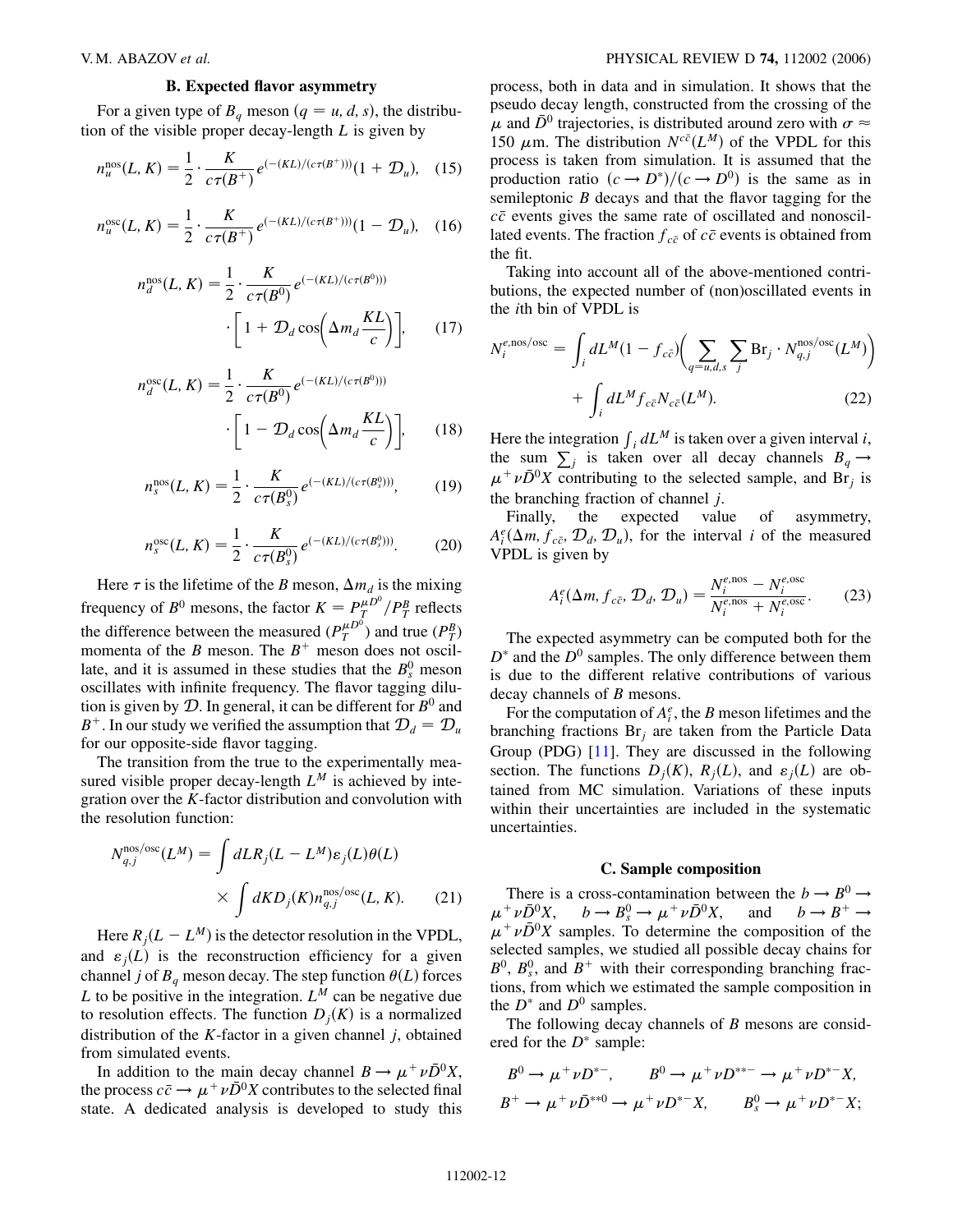### B. Expected flavor asymmetry

For a given type of $B_q$ meson ($q = u, d, s$), the distribution of the visible proper decay-length $L$ is given by

$$n_u^{\rm nos}(L, K) = \frac{1}{2} \cdot \frac{K}{c\tau(B^+)} e^{(-(KL)/(c\tau(B^+)))}(1 + \mathcal{D}_u), \quad (15)$$

$$n_u^{\rm osc}(L, K) = \frac{1}{2} \cdot \frac{K}{c\tau(B^+)} e^{(-(KL)/(c\tau(B^+)))}(1 - \mathcal{D}_u), \quad (16)$$

$$n_d^{\rm nos}(L, K) = \frac{1}{2} \cdot \frac{K}{c\tau(B^0)} e^{(-(KL)/(c\tau(B^0)))} \cdot \left[1 + \mathcal{D}_d \cos\left(\Delta m_d \frac{KL}{c}\right)\right], \quad (17)$$

$$n_d^{\rm osc}(L, K) = \frac{1}{2} \cdot \frac{K}{c\tau(B^0)} e^{(-(KL)/(c\tau(B^0)))} \cdot \left[1 - \mathcal{D}_d \cos\left(\Delta m_d \frac{KL}{c}\right)\right], \quad (18)$$

$$n_s^{\rm nos}(L, K) = \frac{1}{2} \cdot \frac{K}{c\tau(B_s^0)} e^{(-(KL)/(c\tau(B_s^0)))}, \quad (19)$$

$$n_s^{\rm osc}(L, K) = \frac{1}{2} \cdot \frac{K}{c\tau(B_s^0)} e^{(-(KL)/(c\tau(B_s^0)))}. \quad (20)$$

Here $\tau$ is the lifetime of the $B$ meson, $\Delta m_d$ is the mixing frequency of $B^0$ mesons, the factor $K = P_T^{\mu D^0}/P_T^B$ reflects the difference between the measured ($P_T^{\mu D^0}$) and true ($P_T^B$) momenta of the $B$ meson. The $B^+$ meson does not oscillate, and it is assumed in these studies that the $B_s^0$ meson oscillates with infinite frequency. The flavor tagging dilution is given by $\mathcal{D}$. In general, it can be different for $B^0$ and $B^+$. In our study we verified the assumption that $\mathcal{D}_d = \mathcal{D}_u$ for our opposite-side flavor tagging.

The transition from the true to the experimentally measured visible proper decay-length $L^M$ is achieved by integration over the $K$-factor distribution and convolution with the resolution function:

$$N_{q,j}^{\rm nos/osc}(L^M) = \int dL R_j(L - L^M)\varepsilon_j(L)\theta(L) \times \int dK D_j(K) n_{q,j}^{\rm nos/osc}(L, K). \quad (21)$$

Here $R_j(L - L^M)$ is the detector resolution in the VPDL, and $\varepsilon_j(L)$ is the reconstruction efficiency for a given channel $j$ of $B_q$ meson decay. The step function $\theta(L)$ forces $L$ to be positive in the integration. $L^M$ can be negative due to resolution effects. The function $D_j(K)$ is a normalized distribution of the $K$-factor in a given channel $j$, obtained from simulated events.

In addition to the main decay channel $B \to \mu^+ \nu \bar{D}^0 X$, the process $c\bar{c} \to \mu^+ \nu \bar{D}^0 X$ contributes to the selected final state. A dedicated analysis is developed to study this process, both in data and in simulation. It shows that the pseudo decay length, constructed from the crossing of the $\mu$ and $\bar{D}^0$ trajectories, is distributed around zero with $\sigma \approx 150$ $\mu$m. The distribution $N^{c\bar{c}}(L^M)$ of the VPDL for this process is taken from simulation. It is assumed that the production ratio $(c \to D^*)/(c \to D^0)$ is the same as in semileptonic $B$ decays and that the flavor tagging for the $c\bar{c}$ events gives the same rate of oscillated and nonoscillated events. The fraction $f_{c\bar{c}}$ of $c\bar{c}$ events is obtained from the fit.

Taking into account all of the above-mentioned contributions, the expected number of (non)oscillated events in the $i$th bin of VPDL is

$$N_i^{e,{\rm nos/osc}} = \int_i dL^M (1 - f_{c\bar{c}}) \left( \sum_{q=u,d,s} \sum_j {\rm Br}_j \cdot N_{q,j}^{\rm nos/osc}(L^M) \right) + \int_i dL^M f_{c\bar{c}} N_{c\bar{c}}(L^M). \quad (22)$$

Here the integration $\int_i dL^M$ is taken over a given interval $i$, the sum $\sum_j$ is taken over all decay channels $B_q \to \mu^+ \nu \bar{D}^0 X$ contributing to the selected sample, and ${\rm Br}_j$ is the branching fraction of channel $j$.

Finally, the expected value of asymmetry, $A_i^e(\Delta m, f_{c\bar{c}}, \mathcal{D}_d, \mathcal{D}_u)$, for the interval $i$ of the measured VPDL is given by

$$A_i^e(\Delta m, f_{c\bar{c}}, \mathcal{D}_d, \mathcal{D}_u) = \frac{N_i^{e,{\rm nos}} - N_i^{e,{\rm osc}}}{N_i^{e,{\rm nos}} + N_i^{e,{\rm osc}}}. \quad (23)$$

The expected asymmetry can be computed both for the $D^*$ and the $D^0$ samples. The only difference between them is due to the different relative contributions of various decay channels of $B$ mesons.

For the computation of $A_i^e$, the $B$ meson lifetimes and the branching fractions ${\rm Br}_j$ are taken from the Particle Data Group (PDG) [11]. They are discussed in the following section. The functions $D_j(K)$, $R_j(L)$, and $\varepsilon_j(L)$ are obtained from MC simulation. Variations of these inputs within their uncertainties are included in the systematic uncertainties.

### C. Sample composition

There is a cross-contamination between the $b \to B^0 \to \mu^+ \nu \bar{D}^0 X$, $b \to B_s^0 \to \mu^+ \nu \bar{D}^0 X$, and $b \to B^+ \to \mu^+ \nu \bar{D}^0 X$ samples. To determine the composition of the selected samples, we studied all possible decay chains for $B^0$, $B_s^0$, and $B^+$ with their corresponding branching fractions, from which we estimated the sample composition in the $D^*$ and $D^0$ samples.

The following decay channels of $B$ mesons are considered for the $D^*$ sample:

$$B^0 \to \mu^+ \nu D^{*-}, \qquad B^0 \to \mu^+ \nu D^{**-} \to \mu^+ \nu D^{*-} X,$$
$$B^+ \to \mu^+ \nu \bar{D}^{**0} \to \mu^+ \nu D^{*-} X, \qquad B_s^0 \to \mu^+ \nu D^{*-} X;$$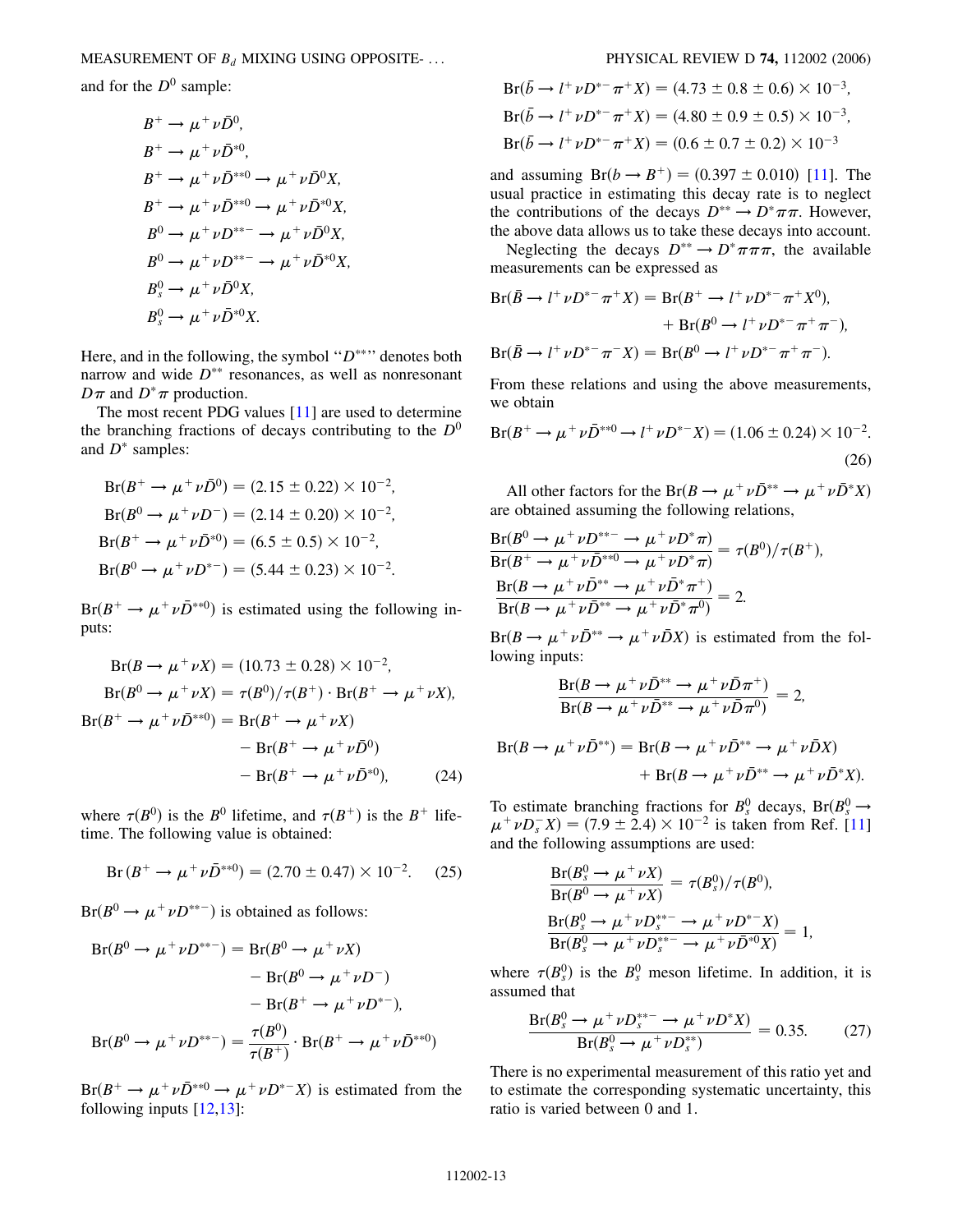and for the $D^0$ sample:

$$B^+ \to \mu^+ \nu \bar{D}^0,$$
$$B^+ \to \mu^+ \nu \bar{D}^{*0},$$
$$B^+ \to \mu^+ \nu \bar{D}^{**0} \to \mu^+ \nu \bar{D}^0 X,$$
$$B^+ \to \mu^+ \nu \bar{D}^{**0} \to \mu^+ \nu \bar{D}^{*0} X,$$
$$B^0 \to \mu^+ \nu D^{**-} \to \mu^+ \nu \bar{D}^0 X,$$
$$B^0 \to \mu^+ \nu D^{**-} \to \mu^+ \nu \bar{D}^{*0} X,$$
$$B_s^0 \to \mu^+ \nu \bar{D}^0 X,$$
$$B_s^0 \to \mu^+ \nu \bar{D}^{*0} X.$$

Here, and in the following, the symbol "$D^{**}$" denotes both narrow and wide $D^{**}$ resonances, as well as nonresonant $D\pi$ and $D^*\pi$ production.

The most recent PDG values [11] are used to determine the branching fractions of decays contributing to the $D^0$ and $D^*$ samples:

$$\mathrm{Br}(B^+ \to \mu^+ \nu \bar{D}^0) = (2.15 \pm 0.22) \times 10^{-2},$$
$$\mathrm{Br}(B^0 \to \mu^+ \nu D^-) = (2.14 \pm 0.20) \times 10^{-2},$$
$$\mathrm{Br}(B^+ \to \mu^+ \nu \bar{D}^{*0}) = (6.5 \pm 0.5) \times 10^{-2},$$
$$\mathrm{Br}(B^0 \to \mu^+ \nu D^{*-}) = (5.44 \pm 0.23) \times 10^{-2}.$$

$\mathrm{Br}(B^+ \to \mu^+ \nu \bar{D}^{**0})$ is estimated using the following inputs:

$$\mathrm{Br}(B \to \mu^+ \nu X) = (10.73 \pm 0.28) \times 10^{-2},$$
$$\mathrm{Br}(B^0 \to \mu^+ \nu X) = \tau(B^0)/\tau(B^+) \cdot \mathrm{Br}(B^+ \to \mu^+ \nu X),$$
$$\mathrm{Br}(B^+ \to \mu^+ \nu \bar{D}^{**0}) = \mathrm{Br}(B^+ \to \mu^+ \nu X) - \mathrm{Br}(B^+ \to \mu^+ \nu \bar{D}^0) - \mathrm{Br}(B^+ \to \mu^+ \nu \bar{D}^{*0}), \tag{24}$$

where $\tau(B^0)$ is the $B^0$ lifetime, and $\tau(B^+)$ is the $B^+$ lifetime. The following value is obtained:

$$\mathrm{Br}(B^+ \to \mu^+ \nu \bar{D}^{**0}) = (2.70 \pm 0.47) \times 10^{-2}. \tag{25}$$

$\mathrm{Br}(B^0 \to \mu^+ \nu D^{**-})$ is obtained as follows:

$$\mathrm{Br}(B^0 \to \mu^+ \nu D^{**-}) = \mathrm{Br}(B^0 \to \mu^+ \nu X) - \mathrm{Br}(B^0 \to \mu^+ \nu D^-) - \mathrm{Br}(B^+ \to \mu^+ \nu D^{*-}),$$
$$\mathrm{Br}(B^0 \to \mu^+ \nu D^{**-}) = \frac{\tau(B^0)}{\tau(B^+)} \cdot \mathrm{Br}(B^+ \to \mu^+ \nu \bar{D}^{**0})$$

$\mathrm{Br}(B^+ \to \mu^+ \nu \bar{D}^{**0} \to \mu^+ \nu D^{*-} X)$ is estimated from the following inputs [12,13]:

$$\mathrm{Br}(\bar{b} \to l^+ \nu D^{*-} \pi^+ X) = (4.73 \pm 0.8 \pm 0.6) \times 10^{-3},$$
$$\mathrm{Br}(\bar{b} \to l^+ \nu D^{*-} \pi^+ X) = (4.80 \pm 0.9 \pm 0.5) \times 10^{-3},$$
$$\mathrm{Br}(\bar{b} \to l^+ \nu D^{*-} \pi^+ X) = (0.6 \pm 0.7 \pm 0.2) \times 10^{-3}$$

and assuming $\mathrm{Br}(b \to B^+) = (0.397 \pm 0.010)$ [11]. The usual practice in estimating this decay rate is to neglect the contributions of the decays $D^{**} \to D^* \pi\pi$. However, the above data allows us to take these decays into account.

Neglecting the decays $D^{**} \to D^* \pi\pi\pi$, the available measurements can be expressed as

$$\mathrm{Br}(\bar{B} \to l^+ \nu D^{*-} \pi^+ X) = \mathrm{Br}(B^+ \to l^+ \nu D^{*-} \pi^+ X^0), + \mathrm{Br}(B^0 \to l^+ \nu D^{*-} \pi^+ \pi^-),$$
$$\mathrm{Br}(\bar{B} \to l^+ \nu D^{*-} \pi^- X) = \mathrm{Br}(B^0 \to l^+ \nu D^{*-} \pi^+ \pi^-).$$

From these relations and using the above measurements, we obtain

$$\mathrm{Br}(B^+ \to \mu^+ \nu \bar{D}^{**0} \to l^+ \nu D^{*-} X) = (1.06 \pm 0.24) \times 10^{-2}. \tag{26}$$

All other factors for the $\mathrm{Br}(B \to \mu^+ \nu \bar{D}^{**} \to \mu^+ \nu \bar{D}^* X)$ are obtained assuming the following relations,

$$\frac{\mathrm{Br}(B^0 \to \mu^+ \nu D^{**-} \to \mu^+ \nu D^* \pi)}{\mathrm{Br}(B^+ \to \mu^+ \nu \bar{D}^{**0} \to \mu^+ \nu D^* \pi)} = \tau(B^0)/\tau(B^+),$$
$$\frac{\mathrm{Br}(B \to \mu^+ \nu \bar{D}^{**} \to \mu^+ \nu \bar{D}^* \pi^+)}{\mathrm{Br}(B \to \mu^+ \nu \bar{D}^{**} \to \mu^+ \nu \bar{D}^* \pi^0)} = 2.$$

$\mathrm{Br}(B \to \mu^+ \nu \bar{D}^{**} \to \mu^+ \nu \bar{D} X)$ is estimated from the following inputs:

$$\frac{\mathrm{Br}(B \to \mu^+ \nu \bar{D}^{**} \to \mu^+ \nu \bar{D} \pi^+)}{\mathrm{Br}(B \to \mu^+ \nu \bar{D}^{**} \to \mu^+ \nu \bar{D} \pi^0)} = 2,$$

$$\mathrm{Br}(B \to \mu^+ \nu \bar{D}^{**}) = \mathrm{Br}(B \to \mu^+ \nu \bar{D}^{**} \to \mu^+ \nu \bar{D} X) + \mathrm{Br}(B \to \mu^+ \nu \bar{D}^{**} \to \mu^+ \nu \bar{D}^* X).$$

To estimate branching fractions for $B_s^0$ decays, $\mathrm{Br}(B_s^0 \to \mu^+ \nu D_s^- X) = (7.9 \pm 2.4) \times 10^{-2}$ is taken from Ref. [11] and the following assumptions are used:

$$\frac{\mathrm{Br}(B_s^0 \to \mu^+ \nu X)}{\mathrm{Br}(B^0 \to \mu^+ \nu X)} = \tau(B_s^0)/\tau(B^0),$$
$$\frac{\mathrm{Br}(B_s^0 \to \mu^+ \nu D_s^{**-} \to \mu^+ \nu D^{*-} X)}{\mathrm{Br}(B_s^0 \to \mu^+ \nu D_s^{**-} \to \mu^+ \nu \bar{D}^{*0} X)} = 1,$$

where $\tau(B_s^0)$ is the $B_s^0$ meson lifetime. In addition, it is assumed that

$$\frac{\mathrm{Br}(B_s^0 \to \mu^+ \nu D_s^{**} \to \mu^+ \nu D^* X)}{\mathrm{Br}(B_s^0 \to \mu^+ \nu D_s^{**})} = 0.35. \tag{27}$$

There is no experimental measurement of this ratio yet and to estimate the corresponding systematic uncertainty, this ratio is varied between 0 and 1.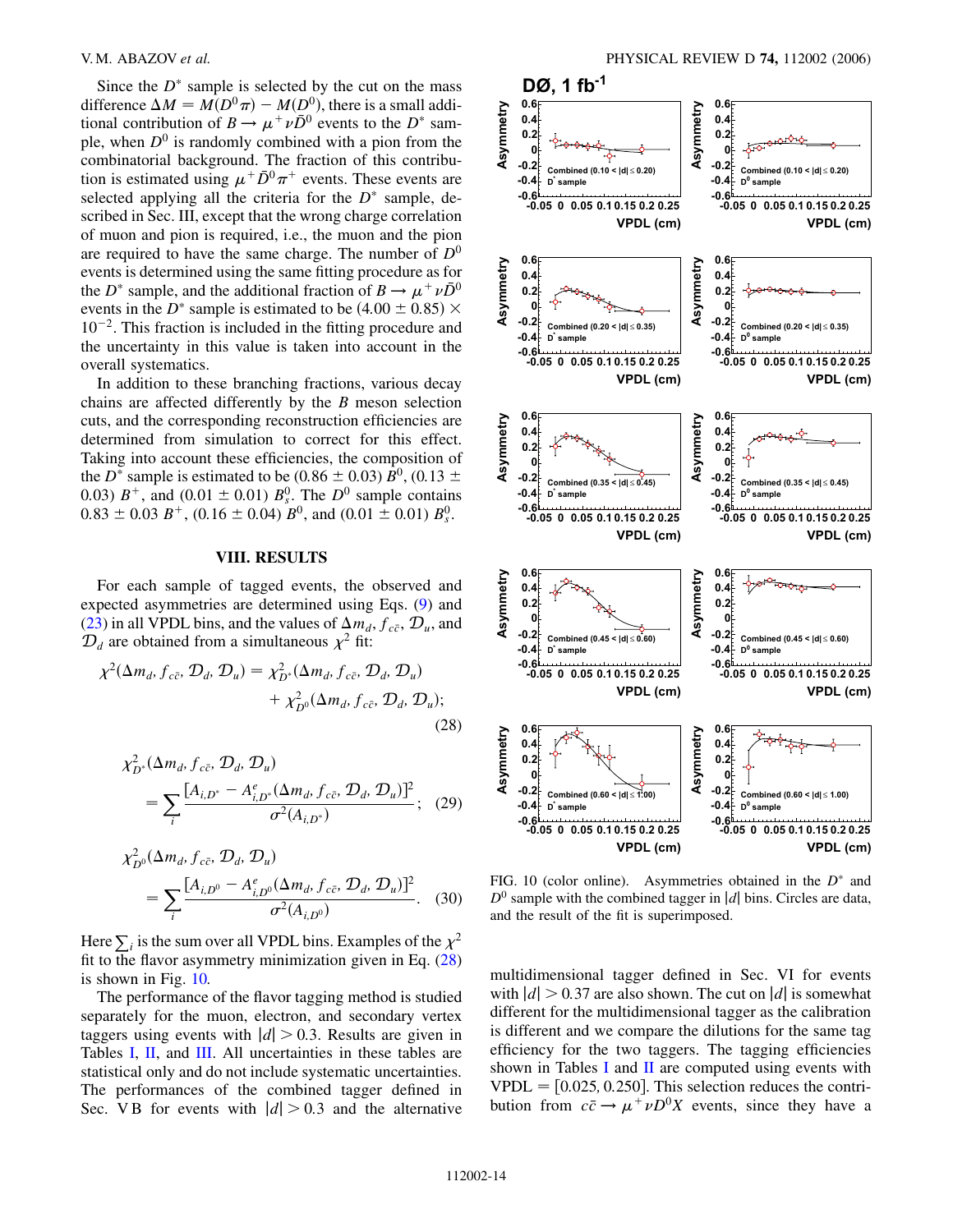Since the $D^*$ sample is selected by the cut on the mass difference $\Delta M = M(D^0\pi) - M(D^0)$, there is a small additional contribution of $B \to \mu^+\nu\bar{D}^0$ events to the $D^*$ sample, when $D^0$ is randomly combined with a pion from the combinatorial background. The fraction of this contribution is estimated using $\mu^+\bar{D}^0\pi^+$ events. These events are selected applying all the criteria for the $D^*$ sample, described in Sec. III, except that the wrong charge correlation of muon and pion is required, i.e., the muon and the pion are required to have the same charge. The number of $D^0$ events is determined using the same fitting procedure as for the $D^*$ sample, and the additional fraction of $B \to \mu^+\nu\bar{D}^0$ events in the $D^*$ sample is estimated to be $(4.00 \pm 0.85) \times 10^{-2}$. This fraction is included in the fitting procedure and the uncertainty in this value is taken into account in the overall systematics.

In addition to these branching fractions, various decay chains are affected differently by the $B$ meson selection cuts, and the corresponding reconstruction efficiencies are determined from simulation to correct for this effect. Taking into account these efficiencies, the composition of the $D^*$ sample is estimated to be $(0.86 \pm 0.03)\ B^0$, $(0.13 \pm 0.03)\ B^+$, and $(0.01 \pm 0.01)\ B_s^0$. The $D^0$ sample contains $0.83 \pm 0.03\ B^+$, $(0.16 \pm 0.04)\ B^0$, and $(0.01 \pm 0.01)\ B_s^0$.

## VIII. RESULTS

For each sample of tagged events, the observed and expected asymmetries are determined using Eqs. (9) and (23) in all VPDL bins, and the values of $\Delta m_d$, $f_{c\bar{c}}$, $\mathcal{D}_u$, and $\mathcal{D}_d$ are obtained from a simultaneous $\chi^2$ fit:

$$\chi^2(\Delta m_d, f_{c\bar{c}}, \mathcal{D}_d, \mathcal{D}_u) = \chi^2_{D^*}(\Delta m_d, f_{c\bar{c}}, \mathcal{D}_d, \mathcal{D}_u) + \chi^2_{D^0}(\Delta m_d, f_{c\bar{c}}, \mathcal{D}_d, \mathcal{D}_u); \quad (28)$$

$$\chi^2_{D^*}(\Delta m_d, f_{c\bar{c}}, \mathcal{D}_d, \mathcal{D}_u) = \sum_i \frac{[A_{i,D^*} - A^e_{i,D^*}(\Delta m_d, f_{c\bar{c}}, \mathcal{D}_d, \mathcal{D}_u)]^2}{\sigma^2(A_{i,D^*})}; \quad (29)$$

$$\chi^2_{D^0}(\Delta m_d, f_{c\bar{c}}, \mathcal{D}_d, \mathcal{D}_u) = \sum_i \frac{[A_{i,D^0} - A^e_{i,D^0}(\Delta m_d, f_{c\bar{c}}, \mathcal{D}_d, \mathcal{D}_u)]^2}{\sigma^2(A_{i,D^0})}. \quad (30)$$

Here $\sum_i$ is the sum over all VPDL bins. Examples of the $\chi^2$ fit to the flavor asymmetry minimization given in Eq. (28) is shown in Fig. 10.

The performance of the flavor tagging method is studied separately for the muon, electron, and secondary vertex taggers using events with $|d| > 0.3$. Results are given in Tables I, II, and III. All uncertainties in these tables are statistical only and do not include systematic uncertainties. The performances of the combined tagger defined in Sec. V B for events with $|d| > 0.3$ and the alternative multidimensional tagger defined in Sec. VI for events with $|d| > 0.37$ are also shown. The cut on $|d|$ is somewhat different for the multidimensional tagger as the calibration is different and we compare the dilutions for the same tag efficiency for the two taggers. The tagging efficiencies shown in Tables I and II are computed using events with VPDL = [0.025, 0.250]. This selection reduces the contribution from $c\bar{c} \to \mu^+\nu D^0 X$ events, since they have a

FIG. 10 (color online). Asymmetries obtained in the $D^*$ and $D^0$ sample with the combined tagger in $|d|$ bins. Circles are data, and the result of the fit is superimposed.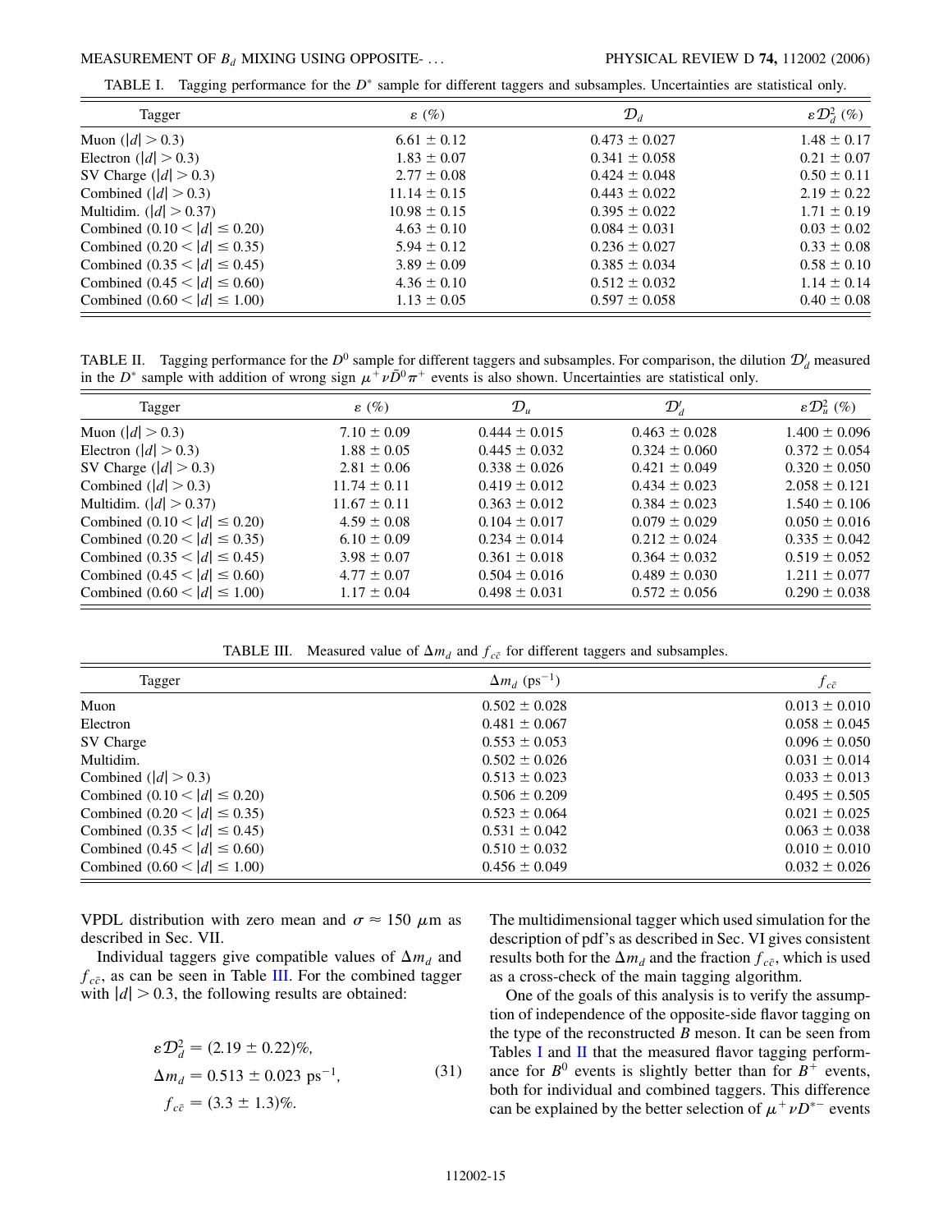TABLE I. Tagging performance for the $D^*$ sample for different taggers and subsamples. Uncertainties are statistical only.

| Tagger | $\varepsilon$ (%) | $\mathcal{D}_d$ | $\varepsilon \mathcal{D}_d^2$ (%) |
|---|---|---|---|
| Muon ($\lvert d\rvert > 0.3$) | $6.61 \pm 0.12$ | $0.473 \pm 0.027$ | $1.48 \pm 0.17$ |
| Electron ($\lvert d\rvert > 0.3$) | $1.83 \pm 0.07$ | $0.341 \pm 0.058$ | $0.21 \pm 0.07$ |
| SV Charge ($\lvert d\rvert > 0.3$) | $2.77 \pm 0.08$ | $0.424 \pm 0.048$ | $0.50 \pm 0.11$ |
| Combined ($\lvert d\rvert > 0.3$) | $11.14 \pm 0.15$ | $0.443 \pm 0.022$ | $2.19 \pm 0.22$ |
| Multidim. ($\lvert d\rvert > 0.37$) | $10.98 \pm 0.15$ | $0.395 \pm 0.022$ | $1.71 \pm 0.19$ |
| Combined ($0.10 < \lvert d\rvert \le 0.20$) | $4.63 \pm 0.10$ | $0.084 \pm 0.031$ | $0.03 \pm 0.02$ |
| Combined ($0.20 < \lvert d\rvert \le 0.35$) | $5.94 \pm 0.12$ | $0.236 \pm 0.027$ | $0.33 \pm 0.08$ |
| Combined ($0.35 < \lvert d\rvert \le 0.45$) | $3.89 \pm 0.09$ | $0.385 \pm 0.034$ | $0.58 \pm 0.10$ |
| Combined ($0.45 < \lvert d\rvert \le 0.60$) | $4.36 \pm 0.10$ | $0.512 \pm 0.032$ | $1.14 \pm 0.14$ |
| Combined ($0.60 < \lvert d\rvert \le 1.00$) | $1.13 \pm 0.05$ | $0.597 \pm 0.058$ | $0.40 \pm 0.08$ |

TABLE II. Tagging performance for the $D^0$ sample for different taggers and subsamples. For comparison, the dilution $\mathcal{D}'_d$ measured in the $D^*$ sample with addition of wrong sign $\mu^+ \nu \bar{D}^0 \pi^+$ events is also shown. Uncertainties are statistical only.

| Tagger | $\varepsilon$ (%) | $\mathcal{D}_u$ | $\mathcal{D}'_d$ | $\varepsilon \mathcal{D}_u^2$ (%) |
|---|---|---|---|---|
| Muon ($\lvert d\rvert > 0.3$) | $7.10 \pm 0.09$ | $0.444 \pm 0.015$ | $0.463 \pm 0.028$ | $1.400 \pm 0.096$ |
| Electron ($\lvert d\rvert > 0.3$) | $1.88 \pm 0.05$ | $0.445 \pm 0.032$ | $0.324 \pm 0.060$ | $0.372 \pm 0.054$ |
| SV Charge ($\lvert d\rvert > 0.3$) | $2.81 \pm 0.06$ | $0.338 \pm 0.026$ | $0.421 \pm 0.049$ | $0.320 \pm 0.050$ |
| Combined ($\lvert d\rvert > 0.3$) | $11.74 \pm 0.11$ | $0.419 \pm 0.012$ | $0.434 \pm 0.023$ | $2.058 \pm 0.121$ |
| Multidim. ($\lvert d\rvert > 0.37$) | $11.67 \pm 0.11$ | $0.363 \pm 0.012$ | $0.384 \pm 0.023$ | $1.540 \pm 0.106$ |
| Combined ($0.10 < \lvert d\rvert \le 0.20$) | $4.59 \pm 0.08$ | $0.104 \pm 0.017$ | $0.079 \pm 0.029$ | $0.050 \pm 0.016$ |
| Combined ($0.20 < \lvert d\rvert \le 0.35$) | $6.10 \pm 0.09$ | $0.234 \pm 0.014$ | $0.212 \pm 0.024$ | $0.335 \pm 0.042$ |
| Combined ($0.35 < \lvert d\rvert \le 0.45$) | $3.98 \pm 0.07$ | $0.361 \pm 0.018$ | $0.364 \pm 0.032$ | $0.519 \pm 0.052$ |
| Combined ($0.45 < \lvert d\rvert \le 0.60$) | $4.77 \pm 0.07$ | $0.504 \pm 0.016$ | $0.489 \pm 0.030$ | $1.211 \pm 0.077$ |
| Combined ($0.60 < \lvert d\rvert \le 1.00$) | $1.17 \pm 0.04$ | $0.498 \pm 0.031$ | $0.572 \pm 0.056$ | $0.290 \pm 0.038$ |

TABLE III. Measured value of $\Delta m_d$ and $f_{c\bar{c}}$ for different taggers and subsamples.

| Tagger | $\Delta m_d$ (ps$^{-1}$) | $f_{c\bar{c}}$ |
|---|---|---|
| Muon | $0.502 \pm 0.028$ | $0.013 \pm 0.010$ |
| Electron | $0.481 \pm 0.067$ | $0.058 \pm 0.045$ |
| SV Charge | $0.553 \pm 0.053$ | $0.096 \pm 0.050$ |
| Multidim. | $0.502 \pm 0.026$ | $0.031 \pm 0.014$ |
| Combined ($\lvert d\rvert > 0.3$) | $0.513 \pm 0.023$ | $0.033 \pm 0.013$ |
| Combined ($0.10 < \lvert d\rvert \le 0.20$) | $0.506 \pm 0.209$ | $0.495 \pm 0.505$ |
| Combined ($0.20 < \lvert d\rvert \le 0.35$) | $0.523 \pm 0.064$ | $0.021 \pm 0.025$ |
| Combined ($0.35 < \lvert d\rvert \le 0.45$) | $0.531 \pm 0.042$ | $0.063 \pm 0.038$ |
| Combined ($0.45 < \lvert d\rvert \le 0.60$) | $0.510 \pm 0.032$ | $0.010 \pm 0.010$ |
| Combined ($0.60 < \lvert d\rvert \le 1.00$) | $0.456 \pm 0.049$ | $0.032 \pm 0.026$ |

VPDL distribution with zero mean and $\sigma \approx 150$ $\mu$m as described in Sec. VII.

Individual taggers give compatible values of $\Delta m_d$ and $f_{c\bar{c}}$, as can be seen in Table III. For the combined tagger with $\lvert d\rvert > 0.3$, the following results are obtained:

$$\begin{aligned} \varepsilon \mathcal{D}_d^2 &= (2.19 \pm 0.22)\%, \\ \Delta m_d &= 0.513 \pm 0.023 \text{ ps}^{-1}, \\ f_{c\bar{c}} &= (3.3 \pm 1.3)\%. \end{aligned} \tag{31}$$

The multidimensional tagger which used simulation for the description of pdf's as described in Sec. VI gives consistent results both for the $\Delta m_d$ and the fraction $f_{c\bar{c}}$, which is used as a cross-check of the main tagging algorithm.

One of the goals of this analysis is to verify the assumption of independence of the opposite-side flavor tagging on the type of the reconstructed $B$ meson. It can be seen from Tables I and II that the measured flavor tagging performance for $B^0$ events is slightly better than for $B^+$ events, both for individual and combined taggers. This difference can be explained by the better selection of $\mu^+ \nu D^{*-}$ events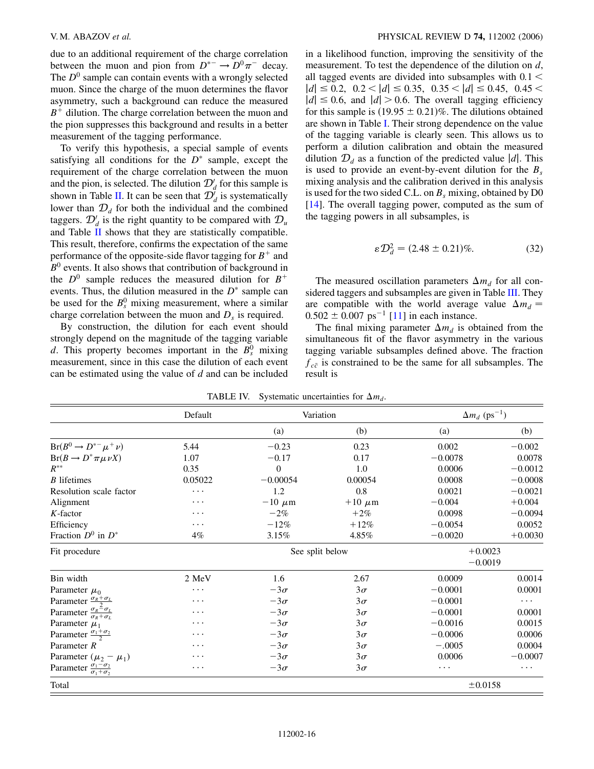due to an additional requirement of the charge correlation between the muon and pion from $D^{*-} \to D^0\pi^-$ decay. The $D^0$ sample can contain events with a wrongly selected muon. Since the charge of the muon determines the flavor asymmetry, such a background can reduce the measured $B^+$ dilution. The charge correlation between the muon and the pion suppresses this background and results in a better measurement of the tagging performance.

To verify this hypothesis, a special sample of events satisfying all conditions for the $D^*$ sample, except the requirement of the charge correlation between the muon and the pion, is selected. The dilution $\mathcal{D}'_d$ for this sample is shown in Table II. It can be seen that $\mathcal{D}'_d$ is systematically lower than $\mathcal{D}_d$ for both the individual and the combined taggers. $\mathcal{D}'_d$ is the right quantity to be compared with $\mathcal{D}_u$ and Table II shows that they are statistically compatible. This result, therefore, confirms the expectation of the same performance of the opposite-side flavor tagging for $B^+$ and $B^0$ events. It also shows that contribution of background in the $D^0$ sample reduces the measured dilution for $B^+$ events. Thus, the dilution measured in the $D^*$ sample can be used for the $B^0_s$ mixing measurement, where a similar charge correlation between the muon and $D_s$ is required.

By construction, the dilution for each event should strongly depend on the magnitude of the tagging variable $d$. This property becomes important in the $B^0_s$ mixing measurement, since in this case the dilution of each event can be estimated using the value of $d$ and can be included in a likelihood function, improving the sensitivity of the measurement. To test the dependence of the dilution on $d$, all tagged events are divided into subsamples with $0.1 < |d| \leq 0.2$, $0.2 < |d| \leq 0.35$, $0.35 < |d| \leq 0.45$, $0.45 < |d| \leq 0.6$, and $|d| > 0.6$. The overall tagging efficiency for this sample is $(19.95 \pm 0.21)\%$. The dilutions obtained are shown in Table I. Their strong dependence on the value of the tagging variable is clearly seen. This allows us to perform a dilution calibration and obtain the measured dilution $\mathcal{D}_d$ as a function of the predicted value $|d|$. This is used to provide an event-by-event dilution for the $B_s$ mixing analysis and the calibration derived in this analysis is used for the two sided C.L. on $B_s$ mixing, obtained by D0 [14]. The overall tagging power, computed as the sum of the tagging powers in all subsamples, is

$$\varepsilon \mathcal{D}_d^2 = (2.48 \pm 0.21)\%. \tag{32}$$

The measured oscillation parameters $\Delta m_d$ for all considered taggers and subsamples are given in Table III. They are compatible with the world average value $\Delta m_d = 0.502 \pm 0.007\ \text{ps}^{-1}$ [11] in each instance.

The final mixing parameter $\Delta m_d$ is obtained from the simultaneous fit of the flavor asymmetry in the various tagging variable subsamples defined above. The fraction $f_{c\bar{c}}$ is constrained to be the same for all subsamples. The result is

TABLE IV. Systematic uncertainties for $\Delta m_d$.

| | Default | Variation | | $\Delta m_d$ (ps$^{-1}$) | |
|---|---|---|---|---|---|
| | | (a) | (b) | (a) | (b) |
| $\text{Br}(B^0 \to D^{*-}\mu^+\nu)$ | 5.44 | $-0.23$ | 0.23 | 0.002 | $-0.002$ |
| $\text{Br}(B \to D^*\pi\mu\nu X)$ | 1.07 | $-0.17$ | 0.17 | $-0.0078$ | 0.0078 |
| $R^{**}$ | 0.35 | 0 | 1.0 | 0.0006 | $-0.0012$ |
| $B$ lifetimes | 0.05022 | $-0.00054$ | 0.00054 | 0.0008 | $-0.0008$ |
| Resolution scale factor | $\cdots$ | 1.2 | 0.8 | 0.0021 | $-0.0021$ |
| Alignment | $\cdots$ | $-10\ \mu$m | $+10\ \mu$m | $-0.004$ | $+0.004$ |
| $K$-factor | $\cdots$ | $-2\%$ | $+2\%$ | 0.0098 | $-0.0094$ |
| Efficiency | $\cdots$ | $-12\%$ | $+12\%$ | $-0.0054$ | 0.0052 |
| Fraction $D^0$ in $D^*$ | 4% | 3.15% | 4.85% | $-0.0020$ | $+0.0030$ |
| Fit procedure | | See split below | | $^{+0.0023}_{-0.0019}$ | |
| Bin width | 2 MeV | 1.6 | 2.67 | 0.0009 | 0.0014 |
| Parameter $\mu_0$ | $\cdots$ | $-3\sigma$ | $3\sigma$ | $-0.0001$ | 0.0001 |
| Parameter $\frac{\sigma_R+\sigma_L}{2}$ | $\cdots$ | $-3\sigma$ | $3\sigma$ | $-0.0001$ | $\cdots$ |
| Parameter $\frac{\sigma_R-\sigma_L}{\sigma_R+\sigma_L}$ | $\cdots$ | $-3\sigma$ | $3\sigma$ | $-0.0001$ | 0.0001 |
| Parameter $\mu_1$ | $\cdots$ | $-3\sigma$ | $3\sigma$ | $-0.0016$ | 0.0015 |
| Parameter $\frac{\sigma_1+\sigma_2}{2}$ | $\cdots$ | $-3\sigma$ | $3\sigma$ | $-0.0006$ | 0.0006 |
| Parameter $R$ | $\cdots$ | $-3\sigma$ | $3\sigma$ | $-.0005$ | 0.0004 |
| Parameter $(\mu_2 - \mu_1)$ | $\cdots$ | $-3\sigma$ | $3\sigma$ | 0.0006 | $-0.0007$ |
| Parameter $\frac{\sigma_1-\sigma_2}{\sigma_1+\sigma_2}$ | $\cdots$ | $-3\sigma$ | $3\sigma$ | $\cdots$ | $\cdots$ |
| Total | | | | $\pm 0.0158$ | |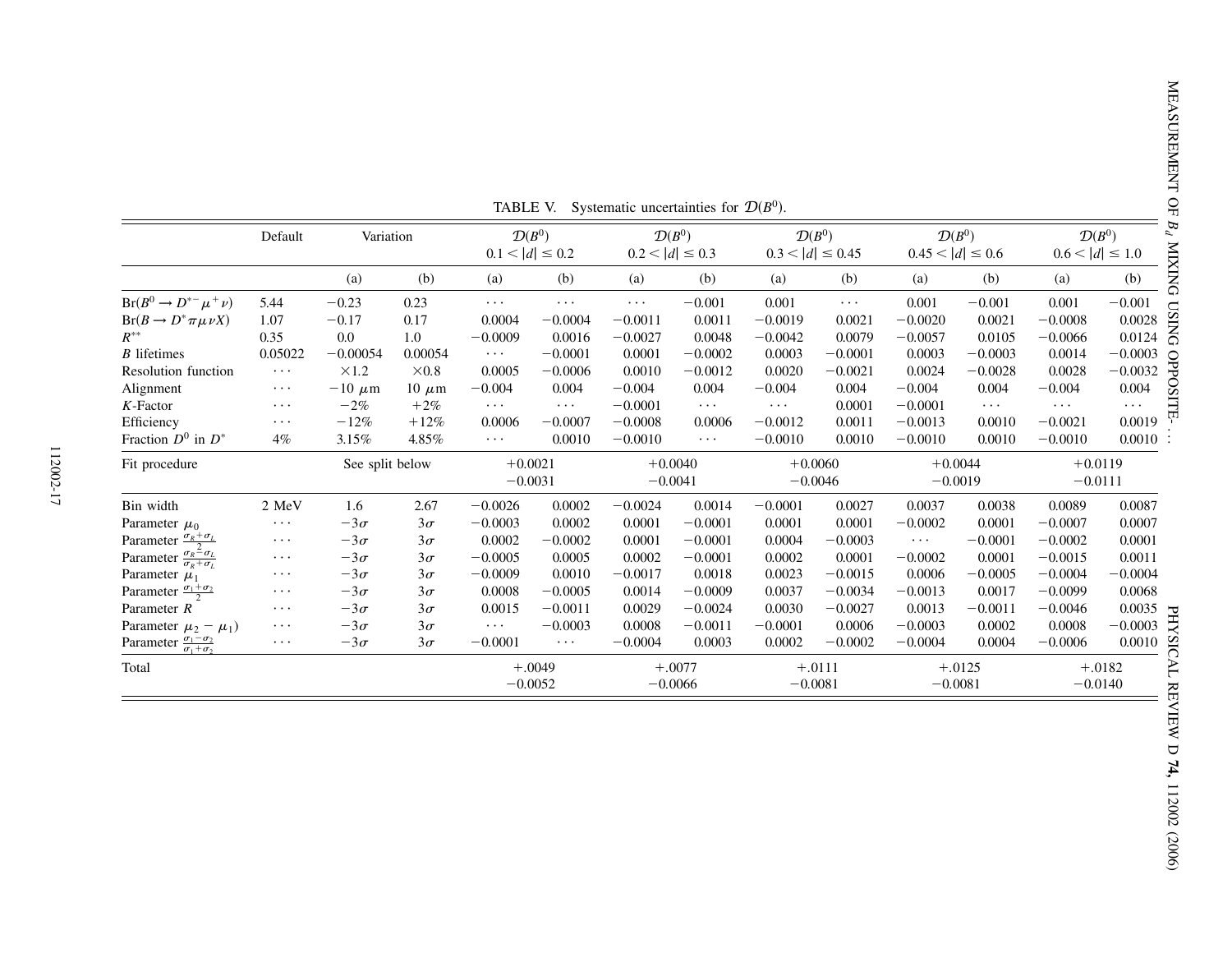TABLE V. Systematic uncertainties for $\mathcal{D}(B^0)$.

| | Default | Variation | | $\mathcal{D}(B^0)$ $0.1 < \lvert d \rvert \leq 0.2$ | | $\mathcal{D}(B^0)$ $0.2 < \lvert d \rvert \leq 0.3$ | | $\mathcal{D}(B^0)$ $0.3 < \lvert d \rvert \leq 0.45$ | | $\mathcal{D}(B^0)$ $0.45 < \lvert d \rvert \leq 0.6$ | | $\mathcal{D}(B^0)$ $0.6 < \lvert d \rvert \leq 1.0$ | |
|---|---|---|---|---|---|---|---|---|---|---|---|---|---|
| | | (a) | (b) | (a) | (b) | (a) | (b) | (a) | (b) | (a) | (b) | (a) | (b) |
| $\mathrm{Br}(B^0 \to D^{*-}\mu^+\nu)$ | 5.44 | −0.23 | 0.23 | ⋯ | ⋯ | ⋯ | −0.001 | 0.001 | ⋯ | 0.001 | −0.001 | 0.001 | −0.001 |
| $\mathrm{Br}(B \to D^*\pi\mu\nu X)$ | 1.07 | −0.17 | 0.17 | 0.0004 | −0.0004 | −0.0011 | 0.0011 | −0.0019 | 0.0021 | −0.0020 | 0.0021 | −0.0008 | 0.0028 |
| $R^{**}$ | 0.35 | 0.0 | 1.0 | −0.0009 | 0.0016 | −0.0027 | 0.0048 | −0.0042 | 0.0079 | −0.0057 | 0.0105 | −0.0066 | 0.0124 |
| $B$ lifetimes | 0.05022 | −0.00054 | 0.00054 | ⋯ | −0.0001 | 0.0001 | −0.0002 | 0.0003 | −0.0001 | 0.0003 | −0.0003 | 0.0014 | −0.0003 |
| Resolution function | ⋯ | ×1.2 | ×0.8 | 0.0005 | −0.0006 | 0.0010 | −0.0012 | 0.0020 | −0.0021 | 0.0024 | −0.0028 | 0.0028 | −0.0032 |
| Alignment | ⋯ | −10 μm | 10 μm | −0.004 | 0.004 | −0.004 | 0.004 | −0.004 | 0.004 | −0.004 | 0.004 | −0.004 | 0.004 |
| $K$-Factor | ⋯ | −2% | +2% | ⋯ | ⋯ | −0.0001 | ⋯ | ⋯ | 0.0001 | −0.0001 | ⋯ | ⋯ | ⋯ |
| Efficiency | ⋯ | −12% | +12% | 0.0006 | −0.0007 | −0.0008 | 0.0006 | −0.0012 | 0.0011 | −0.0013 | 0.0010 | −0.0021 | 0.0019 |
| Fraction $D^0$ in $D^*$ | 4% | 3.15% | 4.85% | ⋯ | 0.0010 | −0.0010 | ⋯ | −0.0010 | 0.0010 | −0.0010 | 0.0010 | −0.0010 | 0.0010 |
| Fit procedure | | See split below | | +0.0021 −0.0031 | | +0.0040 −0.0041 | | +0.0060 −0.0046 | | +0.0044 −0.0019 | | +0.0119 −0.0111 | |
| Bin width | 2 MeV | 1.6 | 2.67 | −0.0026 | 0.0002 | −0.0024 | 0.0014 | −0.0001 | 0.0027 | 0.0037 | 0.0038 | 0.0089 | 0.0087 |
| Parameter $\mu_0$ | ⋯ | $-3\sigma$ | $3\sigma$ | −0.0003 | 0.0002 | 0.0001 | −0.0001 | 0.0001 | 0.0001 | −0.0002 | 0.0001 | −0.0007 | 0.0007 |
| Parameter $\frac{\sigma_R+\sigma_L}{2}$ | ⋯ | $-3\sigma$ | $3\sigma$ | 0.0002 | −0.0002 | 0.0001 | −0.0001 | 0.0004 | −0.0003 | ⋯ | −0.0001 | −0.0002 | 0.0001 |
| Parameter $\frac{\sigma_R-\sigma_L}{\sigma_R+\sigma_L}$ | ⋯ | $-3\sigma$ | $3\sigma$ | −0.0005 | 0.0005 | 0.0002 | −0.0001 | 0.0002 | 0.0001 | −0.0002 | 0.0001 | −0.0015 | 0.0011 |
| Parameter $\mu_1$ | ⋯ | $-3\sigma$ | $3\sigma$ | −0.0009 | 0.0010 | −0.0017 | 0.0018 | 0.0023 | −0.0015 | 0.0006 | −0.0005 | −0.0004 | −0.0004 |
| Parameter $\frac{\sigma_1+\sigma_2}{2}$ | ⋯ | $-3\sigma$ | $3\sigma$ | 0.0008 | −0.0005 | 0.0014 | −0.0009 | 0.0037 | −0.0034 | −0.0013 | 0.0017 | −0.0099 | 0.0068 |
| Parameter $R$ | ⋯ | $-3\sigma$ | $3\sigma$ | 0.0015 | −0.0011 | 0.0029 | −0.0024 | 0.0030 | −0.0027 | 0.0013 | −0.0011 | −0.0046 | 0.0035 |
| Parameter $\mu_2 - \mu_1$ | ⋯ | $-3\sigma$ | $3\sigma$ | ⋯ | −0.0003 | 0.0008 | −0.0011 | −0.0001 | 0.0006 | −0.0003 | 0.0002 | 0.0008 | −0.0003 |
| Parameter $\frac{\sigma_1-\sigma_2}{\sigma_1+\sigma_2}$ | ⋯ | $-3\sigma$ | $3\sigma$ | −0.0001 | ⋯ | −0.0004 | 0.0003 | 0.0002 | −0.0002 | −0.0004 | 0.0004 | −0.0006 | 0.0010 |
| Total | | | | +.0049 −0.0052 | | +.0077 −0.0066 | | +.0111 −0.0081 | | +.0125 −0.0081 | | +.0182 −0.0140 | |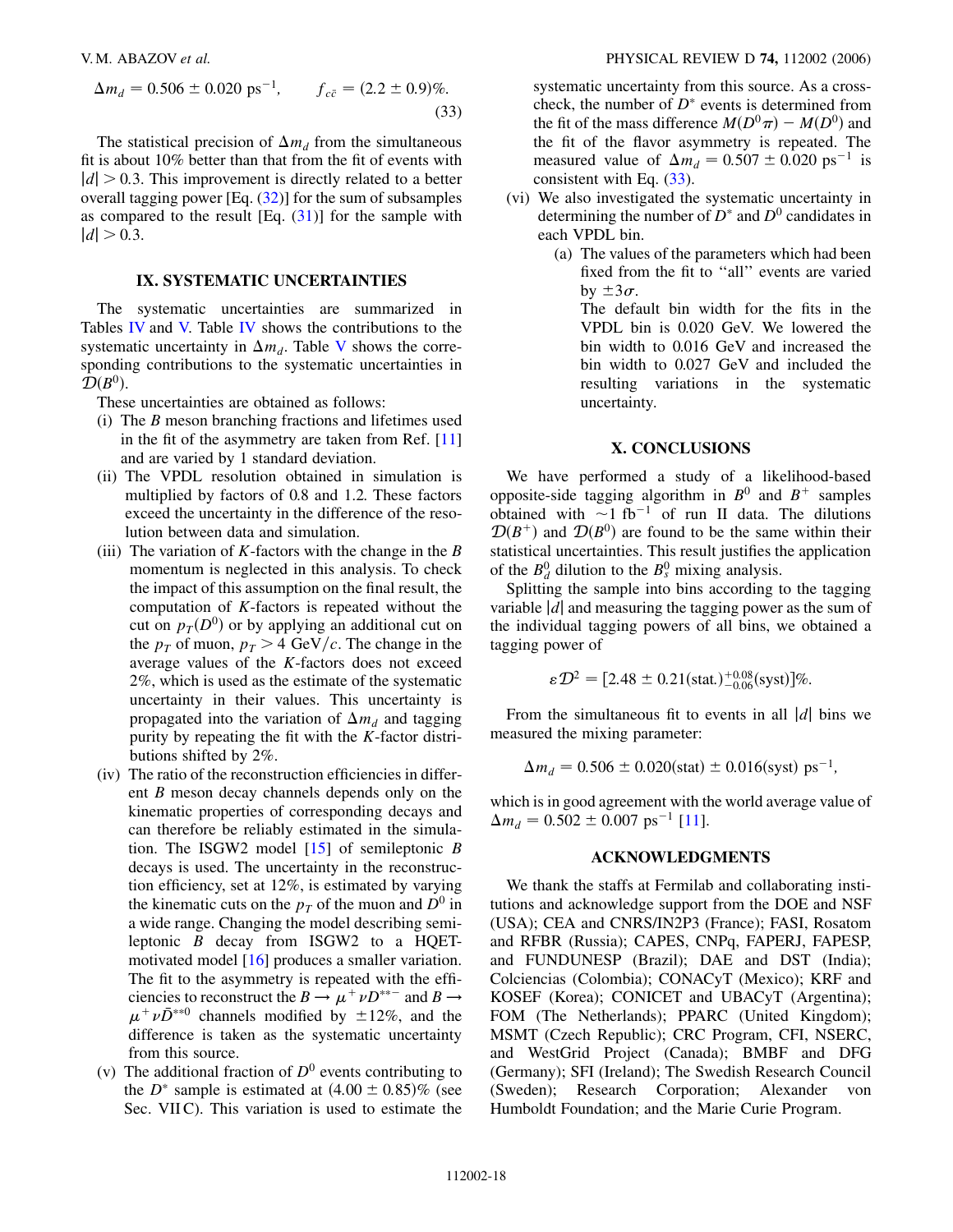$$\Delta m_d = 0.506 \pm 0.020 \text{ ps}^{-1}, \qquad f_{c\bar{c}} = (2.2 \pm 0.9)\%. \tag{33}$$

The statistical precision of $\Delta m_d$ from the simultaneous fit is about 10% better than that from the fit of events with $|d| > 0.3$. This improvement is directly related to a better overall tagging power [Eq. (32)] for the sum of subsamples as compared to the result [Eq. (31)] for the sample with $|d| > 0.3$.

## IX. SYSTEMATIC UNCERTAINTIES

The systematic uncertainties are summarized in Tables IV and V. Table IV shows the contributions to the systematic uncertainty in $\Delta m_d$. Table V shows the corresponding contributions to the systematic uncertainties in $\mathcal{D}(B^0)$.

These uncertainties are obtained as follows:

(i) The $B$ meson branching fractions and lifetimes used in the fit of the asymmetry are taken from Ref. [11] and are varied by 1 standard deviation.

(ii) The VPDL resolution obtained in simulation is multiplied by factors of 0.8 and 1.2. These factors exceed the uncertainty in the difference of the resolution between data and simulation.

(iii) The variation of $K$-factors with the change in the $B$ momentum is neglected in this analysis. To check the impact of this assumption on the final result, the computation of $K$-factors is repeated without the cut on $p_T(D^0)$ or by applying an additional cut on the $p_T$ of muon, $p_T > 4$ GeV/$c$. The change in the average values of the $K$-factors does not exceed 2%, which is used as the estimate of the systematic uncertainty in their values. This uncertainty is propagated into the variation of $\Delta m_d$ and tagging purity by repeating the fit with the $K$-factor distributions shifted by 2%.

(iv) The ratio of the reconstruction efficiencies in different $B$ meson decay channels depends only on the kinematic properties of corresponding decays and can therefore be reliably estimated in the simulation. The ISGW2 model [15] of semileptonic $B$ decays is used. The uncertainty in the reconstruction efficiency, set at 12%, is estimated by varying the kinematic cuts on the $p_T$ of the muon and $D^0$ in a wide range. Changing the model describing semileptonic $B$ decay from ISGW2 to a HQET-motivated model [16] produces a smaller variation. The fit to the asymmetry is repeated with the efficiencies to reconstruct the $B \to \mu^+ \nu D^{**-}$ and $B \to \mu^+ \nu \bar{D}^{**0}$ channels modified by $\pm 12\%$, and the difference is taken as the systematic uncertainty from this source.

(v) The additional fraction of $D^0$ events contributing to the $D^*$ sample is estimated at $(4.00 \pm 0.85)\%$ (see Sec. VII C). This variation is used to estimate the systematic uncertainty from this source. As a cross-check, the number of $D^*$ events is determined from the fit of the mass difference $M(D^0\pi) - M(D^0)$ and the fit of the flavor asymmetry is repeated. The measured value of $\Delta m_d = 0.507 \pm 0.020$ ps$^{-1}$ is consistent with Eq. (33).

(vi) We also investigated the systematic uncertainty in determining the number of $D^*$ and $D^0$ candidates in each VPDL bin.

(a) The values of the parameters which had been fixed from the fit to "all" events are varied by $\pm 3\sigma$.
The default bin width for the fits in the VPDL bin is 0.020 GeV. We lowered the bin width to 0.016 GeV and increased the bin width to 0.027 GeV and included the resulting variations in the systematic uncertainty.

## X. CONCLUSIONS

We have performed a study of a likelihood-based opposite-side tagging algorithm in $B^0$ and $B^+$ samples obtained with $\sim 1$ fb$^{-1}$ of run II data. The dilutions $\mathcal{D}(B^+)$ and $\mathcal{D}(B^0)$ are found to be the same within their statistical uncertainties. This result justifies the application of the $B_d^0$ dilution to the $B_s^0$ mixing analysis.

Splitting the sample into bins according to the tagging variable $|d|$ and measuring the tagging power as the sum of the individual tagging powers of all bins, we obtained a tagging power of

$$\varepsilon \mathcal{D}^2 = [2.48 \pm 0.21(\text{stat.})^{+0.08}_{-0.06}(\text{syst})]\%.$$

From the simultaneous fit to events in all $|d|$ bins we measured the mixing parameter:

$$\Delta m_d = 0.506 \pm 0.020(\text{stat}) \pm 0.016(\text{syst}) \text{ ps}^{-1},$$

which is in good agreement with the world average value of $\Delta m_d = 0.502 \pm 0.007$ ps$^{-1}$ [11].

## ACKNOWLEDGMENTS

We thank the staffs at Fermilab and collaborating institutions and acknowledge support from the DOE and NSF (USA); CEA and CNRS/IN2P3 (France); FASI, Rosatom and RFBR (Russia); CAPES, CNPq, FAPERJ, FAPESP, and FUNDUNESP (Brazil); DAE and DST (India); Colciencias (Colombia); CONACyT (Mexico); KRF and KOSEF (Korea); CONICET and UBACyT (Argentina); FOM (The Netherlands); PPARC (United Kingdom); MSMT (Czech Republic); CRC Program, CFI, NSERC, and WestGrid Project (Canada); BMBF and DFG (Germany); SFI (Ireland); The Swedish Research Council (Sweden); Research Corporation; Alexander von Humboldt Foundation; and the Marie Curie Program.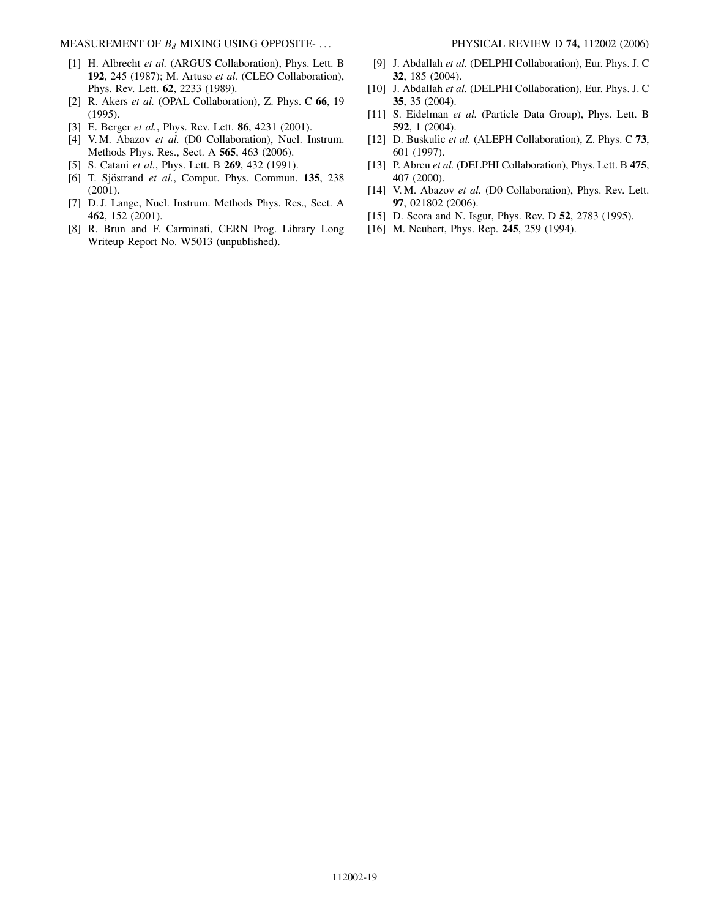[1] H. Albrecht *et al.* (ARGUS Collaboration), Phys. Lett. B **192**, 245 (1987); M. Artuso *et al.* (CLEO Collaboration), Phys. Rev. Lett. **62**, 2233 (1989).

[2] R. Akers *et al.* (OPAL Collaboration), Z. Phys. C **66**, 19 (1995).

[3] E. Berger *et al.*, Phys. Rev. Lett. **86**, 4231 (2001).

[4] V. M. Abazov *et al.* (D0 Collaboration), Nucl. Instrum. Methods Phys. Res., Sect. A **565**, 463 (2006).

[5] S. Catani *et al.*, Phys. Lett. B **269**, 432 (1991).

[6] T. Sjöstrand *et al.*, Comput. Phys. Commun. **135**, 238 (2001).

[7] D. J. Lange, Nucl. Instrum. Methods Phys. Res., Sect. A **462**, 152 (2001).

[8] R. Brun and F. Carminati, CERN Prog. Library Long Writeup Report No. W5013 (unpublished).

[9] J. Abdallah *et al.* (DELPHI Collaboration), Eur. Phys. J. C **32**, 185 (2004).

[10] J. Abdallah *et al.* (DELPHI Collaboration), Eur. Phys. J. C **35**, 35 (2004).

[11] S. Eidelman *et al.* (Particle Data Group), Phys. Lett. B **592**, 1 (2004).

[12] D. Buskulic *et al.* (ALEPH Collaboration), Z. Phys. C **73**, 601 (1997).

[13] P. Abreu *et al.* (DELPHI Collaboration), Phys. Lett. B **475**, 407 (2000).

[14] V. M. Abazov *et al.* (D0 Collaboration), Phys. Rev. Lett. **97**, 021802 (2006).

[15] D. Scora and N. Isgur, Phys. Rev. D **52**, 2783 (1995).

[16] M. Neubert, Phys. Rep. **245**, 259 (1994).